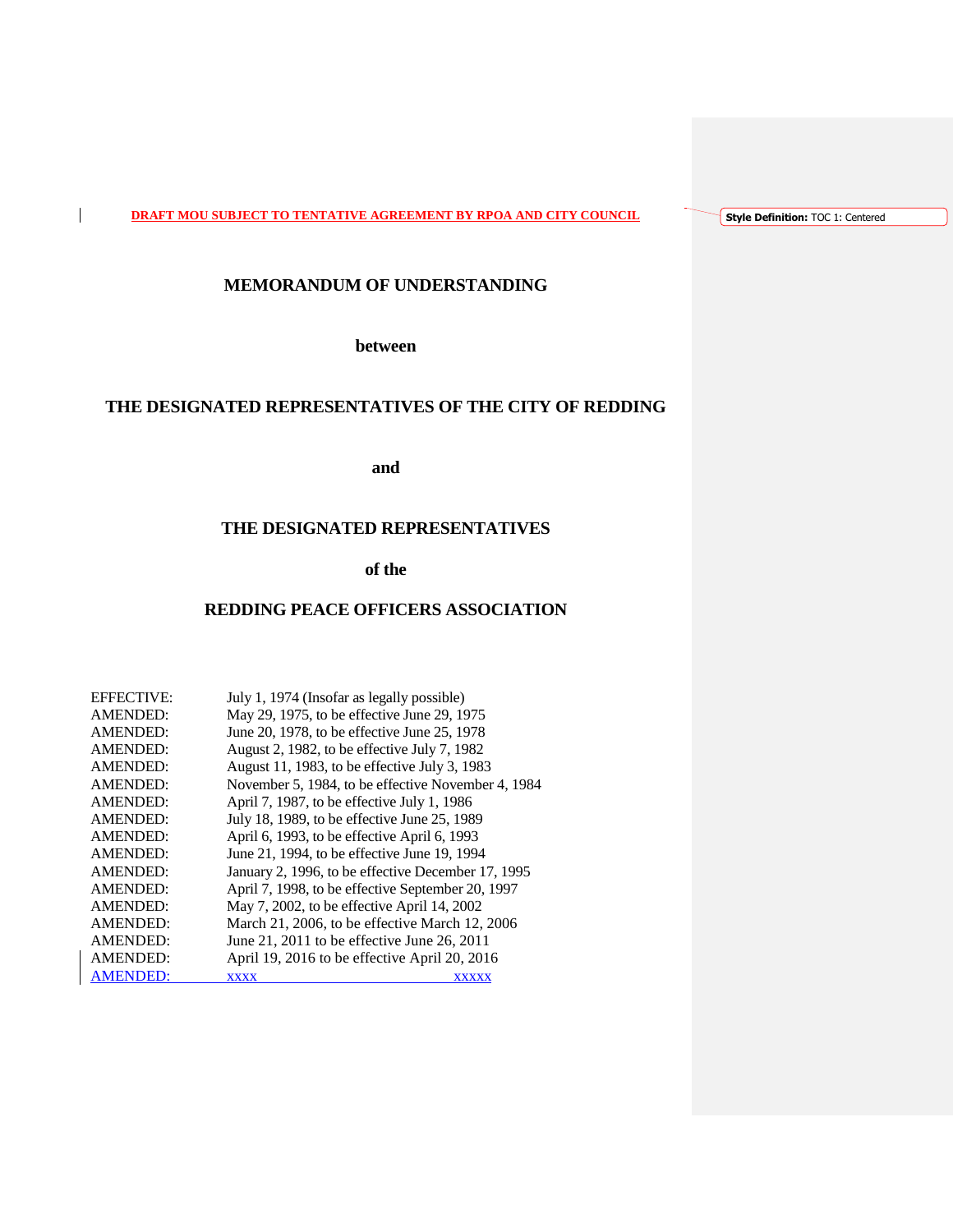**DRAFT MOU SUBJECT TO TENTATIVE AGREEMENT BY RPOA AND CITY COUNCIL**

# MEMORANDUM OF UNDERSTANDING

**between**

**THE DESIGNATED REPRESENTATIVES OF THE CITY OF REDDING**

**and**

**THE DESIGNATED REPRESENTATIVES**

**of the**

**REDDING PEACE OFFICERS ASSOCIATION**

| | |
|---|---|
| EFFECTIVE: | July 1, 1974 (Insofar as legally possible) |
| AMENDED: | May 29, 1975, to be effective June 29, 1975 |
| AMENDED: | June 20, 1978, to be effective June 25, 1978 |
| AMENDED: | August 2, 1982, to be effective July 7, 1982 |
| AMENDED: | August 11, 1983, to be effective July 3, 1983 |
| AMENDED: | November 5, 1984, to be effective November 4, 1984 |
| AMENDED: | April 7, 1987, to be effective July 1, 1986 |
| AMENDED: | July 18, 1989, to be effective June 25, 1989 |
| AMENDED: | April 6, 1993, to be effective April 6, 1993 |
| AMENDED: | June 21, 1994, to be effective June 19, 1994 |
| AMENDED: | January 2, 1996, to be effective December 17, 1995 |
| AMENDED: | April 7, 1998, to be effective September 20, 1997 |
| AMENDED: | May 7, 2002, to be effective April 14, 2002 |
| AMENDED: | March 21, 2006, to be effective March 12, 2006 |
| AMENDED: | June 21, 2011 to be effective June 26, 2011 |
| AMENDED: | April 19, 2016 to be effective April 20, 2016 |
| AMENDED: | xxxx xxxxx |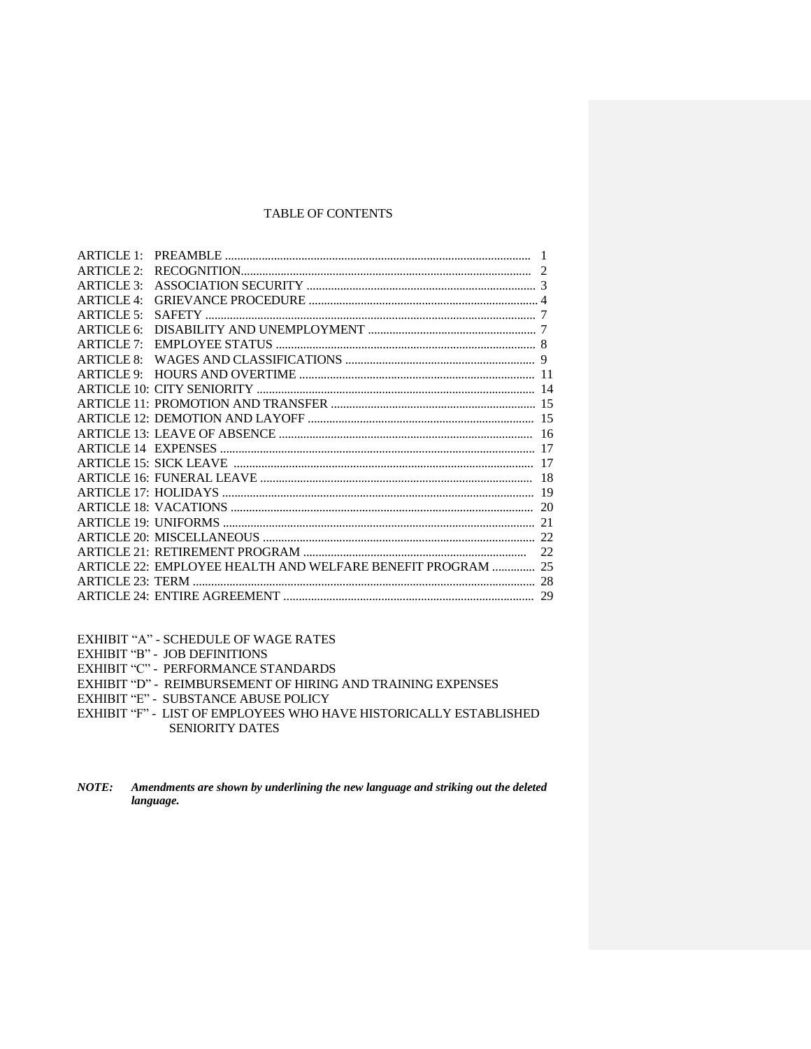# TABLE OF CONTENTS

| | | |
|---|---|---|
| ARTICLE 1: | PREAMBLE | 1 |
| ARTICLE 2: | RECOGNITION | 2 |
| ARTICLE 3: | ASSOCIATION SECURITY | 3 |
| ARTICLE 4: | GRIEVANCE PROCEDURE | 4 |
| ARTICLE 5: | SAFETY | 7 |
| ARTICLE 6: | DISABILITY AND UNEMPLOYMENT | 7 |
| ARTICLE 7: | EMPLOYEE STATUS | 8 |
| ARTICLE 8: | WAGES AND CLASSIFICATIONS | 9 |
| ARTICLE 9: | HOURS AND OVERTIME | 11 |
| ARTICLE 10: | CITY SENIORITY | 14 |
| ARTICLE 11: | PROMOTION AND TRANSFER | 15 |
| ARTICLE 12: | DEMOTION AND LAYOFF | 15 |
| ARTICLE 13: | LEAVE OF ABSENCE | 16 |
| ARTICLE 14 | EXPENSES | 17 |
| ARTICLE 15: | SICK LEAVE | 17 |
| ARTICLE 16: | FUNERAL LEAVE | 18 |
| ARTICLE 17: | HOLIDAYS | 19 |
| ARTICLE 18: | VACATIONS | 20 |
| ARTICLE 19: | UNIFORMS | 21 |
| ARTICLE 20: | MISCELLANEOUS | 22 |
| ARTICLE 21: | RETIREMENT PROGRAM | 22 |
| ARTICLE 22: | EMPLOYEE HEALTH AND WELFARE BENEFIT PROGRAM | 25 |
| ARTICLE 23: | TERM | 28 |
| ARTICLE 24: | ENTIRE AGREEMENT | 29 |

EXHIBIT "A" - SCHEDULE OF WAGE RATES
EXHIBIT "B" - JOB DEFINITIONS
EXHIBIT "C" - PERFORMANCE STANDARDS
EXHIBIT "D" - REIMBURSEMENT OF HIRING AND TRAINING EXPENSES
EXHIBIT "E" - SUBSTANCE ABUSE POLICY
EXHIBIT "F" - LIST OF EMPLOYEES WHO HAVE HISTORICALLY ESTABLISHED SENIORITY DATES

***NOTE:*** ***Amendments are shown by underlining the new language and striking out the deleted language.***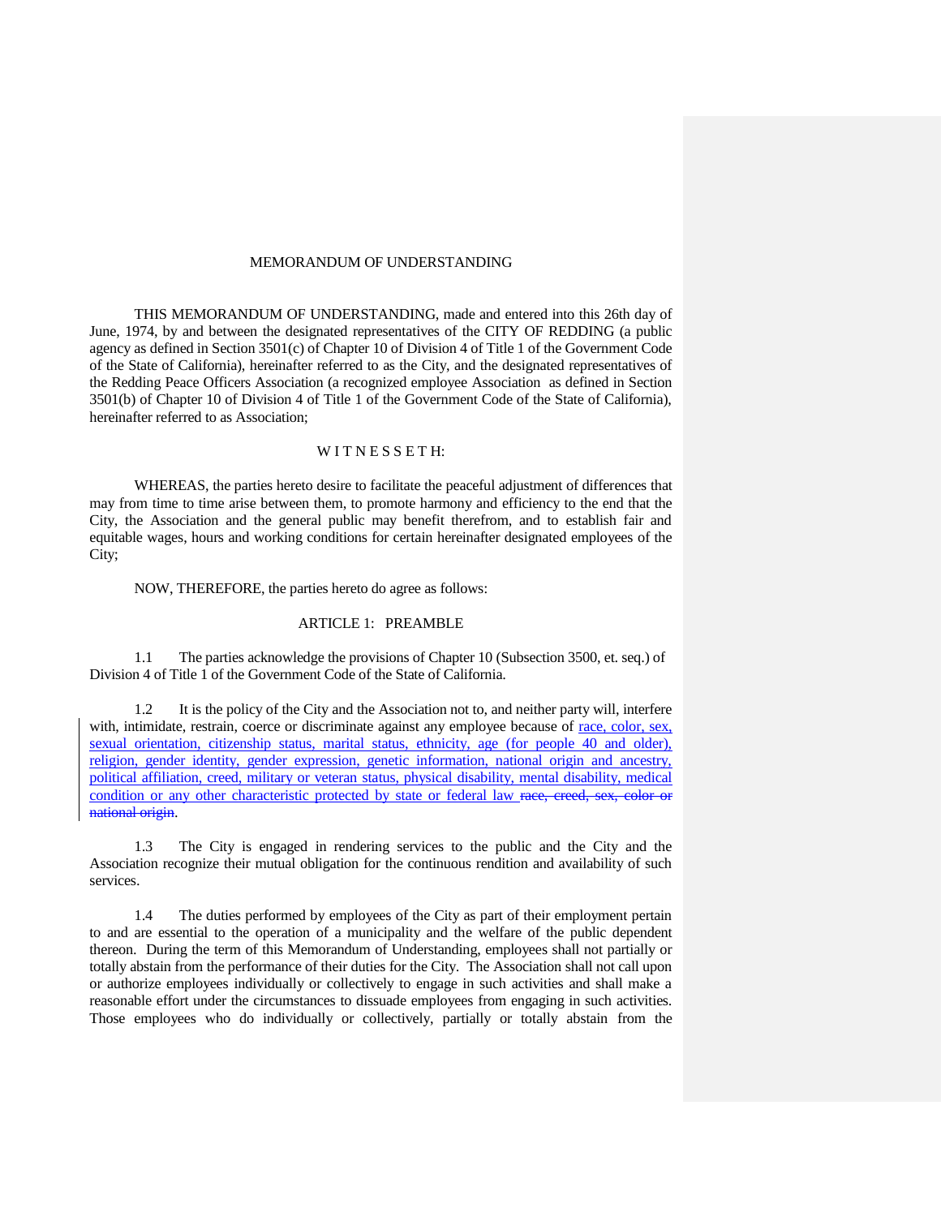MEMORANDUM OF UNDERSTANDING

THIS MEMORANDUM OF UNDERSTANDING, made and entered into this 26th day of June, 1974, by and between the designated representatives of the CITY OF REDDING (a public agency as defined in Section 3501(c) of Chapter 10 of Division 4 of Title 1 of the Government Code of the State of California), hereinafter referred to as the City, and the designated representatives of the Redding Peace Officers Association (a recognized employee Association as defined in Section 3501(b) of Chapter 10 of Division 4 of Title 1 of the Government Code of the State of California), hereinafter referred to as Association;

W I T N E S S E T H:

WHEREAS, the parties hereto desire to facilitate the peaceful adjustment of differences that may from time to time arise between them, to promote harmony and efficiency to the end that the City, the Association and the general public may benefit therefrom, and to establish fair and equitable wages, hours and working conditions for certain hereinafter designated employees of the City;

NOW, THEREFORE, the parties hereto do agree as follows:

ARTICLE 1: PREAMBLE

1.1 The parties acknowledge the provisions of Chapter 10 (Subsection 3500, et. seq.) of Division 4 of Title 1 of the Government Code of the State of California.

1.2 It is the policy of the City and the Association not to, and neither party will, interfere with, intimidate, restrain, coerce or discriminate against any employee because of <u>race, color, sex, sexual orientation, citizenship status, marital status, ethnicity, age (for people 40 and older), religion, gender identity, gender expression, genetic information, national origin and ancestry, political affiliation, creed, military or veteran status, physical disability, mental disability, medical condition or any other characteristic protected by state or federal law</u> ~~race, creed, sex, color or national origin~~.

1.3 The City is engaged in rendering services to the public and the City and the Association recognize their mutual obligation for the continuous rendition and availability of such services.

1.4 The duties performed by employees of the City as part of their employment pertain to and are essential to the operation of a municipality and the welfare of the public dependent thereon. During the term of this Memorandum of Understanding, employees shall not partially or totally abstain from the performance of their duties for the City. The Association shall not call upon or authorize employees individually or collectively to engage in such activities and shall make a reasonable effort under the circumstances to dissuade employees from engaging in such activities. Those employees who do individually or collectively, partially or totally abstain from the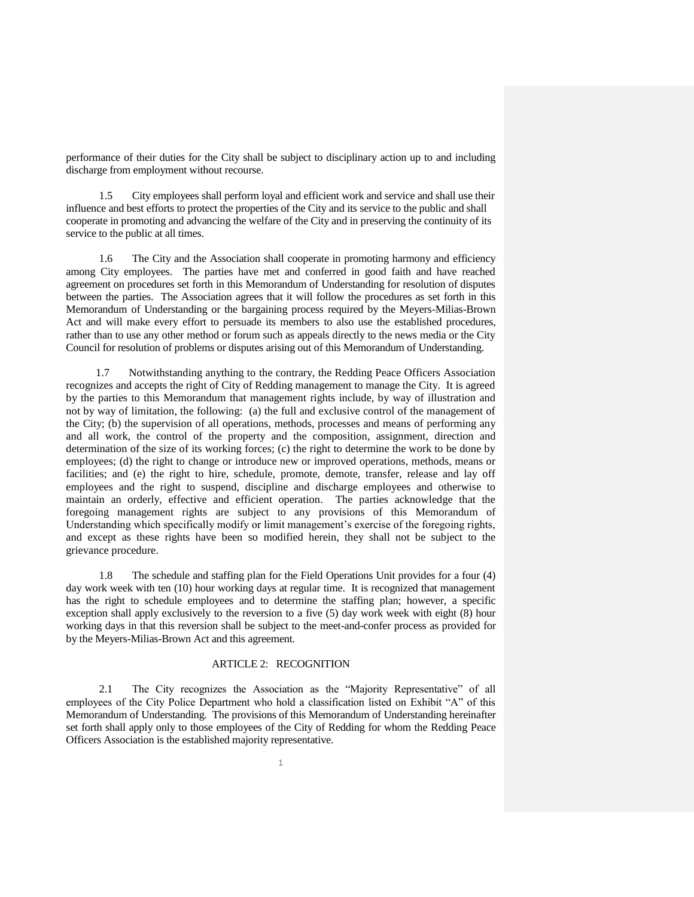performance of their duties for the City shall be subject to disciplinary action up to and including discharge from employment without recourse.

1.5 City employees shall perform loyal and efficient work and service and shall use their influence and best efforts to protect the properties of the City and its service to the public and shall cooperate in promoting and advancing the welfare of the City and in preserving the continuity of its service to the public at all times.

1.6 The City and the Association shall cooperate in promoting harmony and efficiency among City employees. The parties have met and conferred in good faith and have reached agreement on procedures set forth in this Memorandum of Understanding for resolution of disputes between the parties. The Association agrees that it will follow the procedures as set forth in this Memorandum of Understanding or the bargaining process required by the Meyers-Milias-Brown Act and will make every effort to persuade its members to also use the established procedures, rather than to use any other method or forum such as appeals directly to the news media or the City Council for resolution of problems or disputes arising out of this Memorandum of Understanding.

1.7 Notwithstanding anything to the contrary, the Redding Peace Officers Association recognizes and accepts the right of City of Redding management to manage the City. It is agreed by the parties to this Memorandum that management rights include, by way of illustration and not by way of limitation, the following: (a) the full and exclusive control of the management of the City; (b) the supervision of all operations, methods, processes and means of performing any and all work, the control of the property and the composition, assignment, direction and determination of the size of its working forces; (c) the right to determine the work to be done by employees; (d) the right to change or introduce new or improved operations, methods, means or facilities; and (e) the right to hire, schedule, promote, demote, transfer, release and lay off employees and the right to suspend, discipline and discharge employees and otherwise to maintain an orderly, effective and efficient operation. The parties acknowledge that the foregoing management rights are subject to any provisions of this Memorandum of Understanding which specifically modify or limit management's exercise of the foregoing rights, and except as these rights have been so modified herein, they shall not be subject to the grievance procedure.

1.8 The schedule and staffing plan for the Field Operations Unit provides for a four (4) day work week with ten (10) hour working days at regular time. It is recognized that management has the right to schedule employees and to determine the staffing plan; however, a specific exception shall apply exclusively to the reversion to a five (5) day work week with eight (8) hour working days in that this reversion shall be subject to the meet-and-confer process as provided for by the Meyers-Milias-Brown Act and this agreement.

## ARTICLE 2: RECOGNITION

2.1 The City recognizes the Association as the "Majority Representative" of all employees of the City Police Department who hold a classification listed on Exhibit "A" of this Memorandum of Understanding. The provisions of this Memorandum of Understanding hereinafter set forth shall apply only to those employees of the City of Redding for whom the Redding Peace Officers Association is the established majority representative.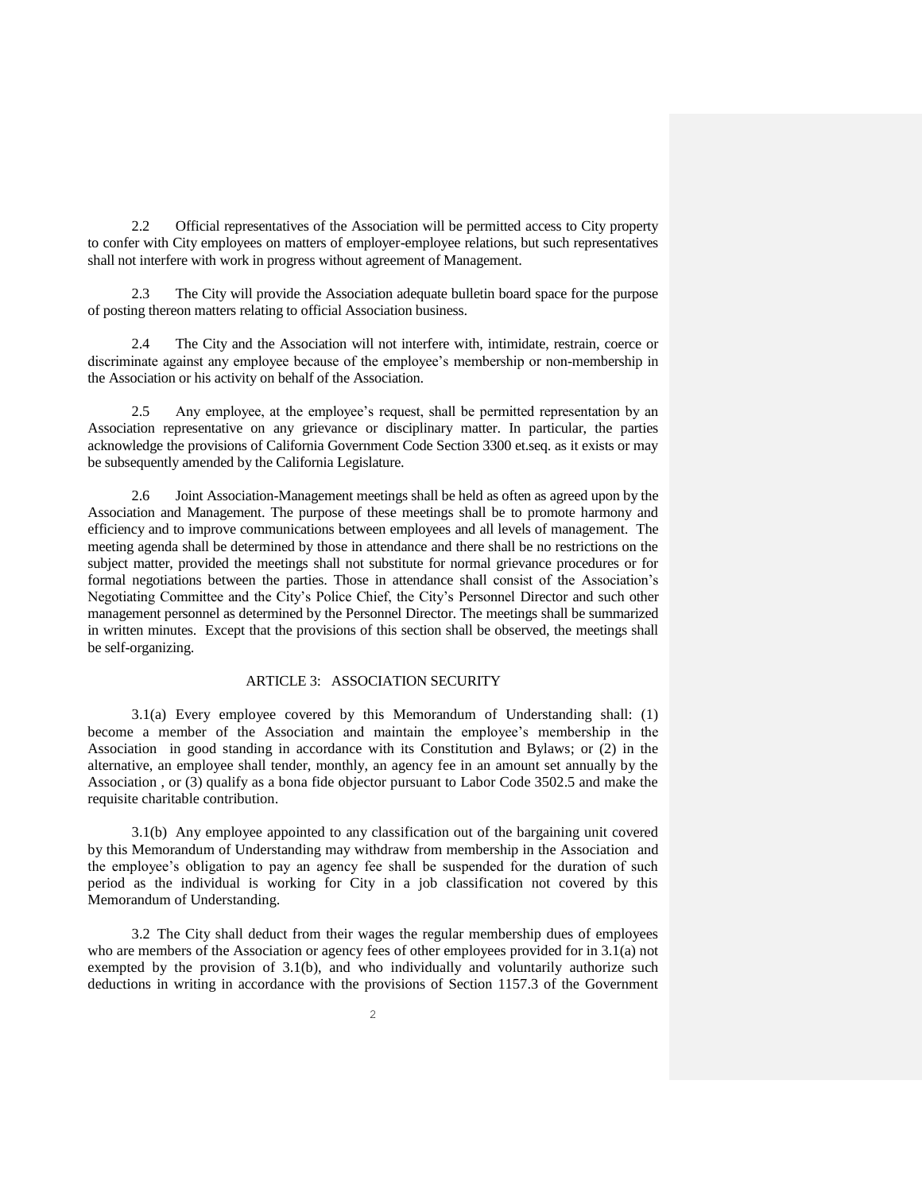2.2 Official representatives of the Association will be permitted access to City property to confer with City employees on matters of employer-employee relations, but such representatives shall not interfere with work in progress without agreement of Management.

2.3 The City will provide the Association adequate bulletin board space for the purpose of posting thereon matters relating to official Association business.

2.4 The City and the Association will not interfere with, intimidate, restrain, coerce or discriminate against any employee because of the employee's membership or non-membership in the Association or his activity on behalf of the Association.

2.5 Any employee, at the employee's request, shall be permitted representation by an Association representative on any grievance or disciplinary matter. In particular, the parties acknowledge the provisions of California Government Code Section 3300 et.seq. as it exists or may be subsequently amended by the California Legislature.

2.6 Joint Association-Management meetings shall be held as often as agreed upon by the Association and Management. The purpose of these meetings shall be to promote harmony and efficiency and to improve communications between employees and all levels of management. The meeting agenda shall be determined by those in attendance and there shall be no restrictions on the subject matter, provided the meetings shall not substitute for normal grievance procedures or for formal negotiations between the parties. Those in attendance shall consist of the Association's Negotiating Committee and the City's Police Chief, the City's Personnel Director and such other management personnel as determined by the Personnel Director. The meetings shall be summarized in written minutes. Except that the provisions of this section shall be observed, the meetings shall be self-organizing.

## ARTICLE 3: ASSOCIATION SECURITY

3.1(a) Every employee covered by this Memorandum of Understanding shall: (1) become a member of the Association and maintain the employee's membership in the Association in good standing in accordance with its Constitution and Bylaws; or (2) in the alternative, an employee shall tender, monthly, an agency fee in an amount set annually by the Association , or (3) qualify as a bona fide objector pursuant to Labor Code 3502.5 and make the requisite charitable contribution.

3.1(b) Any employee appointed to any classification out of the bargaining unit covered by this Memorandum of Understanding may withdraw from membership in the Association and the employee's obligation to pay an agency fee shall be suspended for the duration of such period as the individual is working for City in a job classification not covered by this Memorandum of Understanding.

3.2 The City shall deduct from their wages the regular membership dues of employees who are members of the Association or agency fees of other employees provided for in 3.1(a) not exempted by the provision of 3.1(b), and who individually and voluntarily authorize such deductions in writing in accordance with the provisions of Section 1157.3 of the Government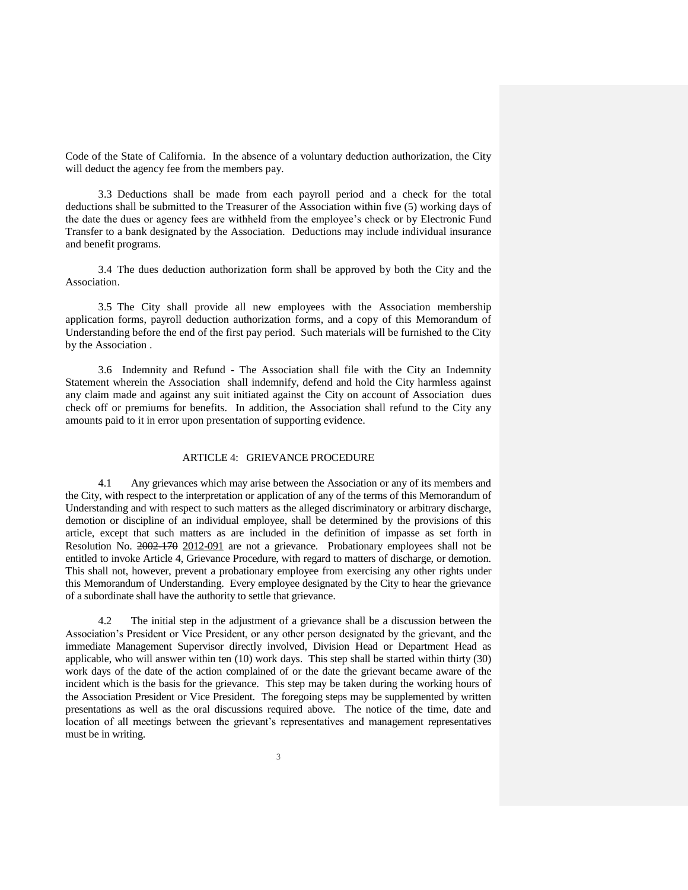Code of the State of California. In the absence of a voluntary deduction authorization, the City will deduct the agency fee from the members pay.

3.3 Deductions shall be made from each payroll period and a check for the total deductions shall be submitted to the Treasurer of the Association within five (5) working days of the date the dues or agency fees are withheld from the employee's check or by Electronic Fund Transfer to a bank designated by the Association. Deductions may include individual insurance and benefit programs.

3.4 The dues deduction authorization form shall be approved by both the City and the Association.

3.5 The City shall provide all new employees with the Association membership application forms, payroll deduction authorization forms, and a copy of this Memorandum of Understanding before the end of the first pay period. Such materials will be furnished to the City by the Association .

3.6 Indemnity and Refund - The Association shall file with the City an Indemnity Statement wherein the Association shall indemnify, defend and hold the City harmless against any claim made and against any suit initiated against the City on account of Association dues check off or premiums for benefits. In addition, the Association shall refund to the City any amounts paid to it in error upon presentation of supporting evidence.

## ARTICLE 4: GRIEVANCE PROCEDURE

4.1 Any grievances which may arise between the Association or any of its members and the City, with respect to the interpretation or application of any of the terms of this Memorandum of Understanding and with respect to such matters as the alleged discriminatory or arbitrary discharge, demotion or discipline of an individual employee, shall be determined by the provisions of this article, except that such matters as are included in the definition of impasse as set forth in Resolution No. ~~2002-170~~ 2012-091 are not a grievance. Probationary employees shall not be entitled to invoke Article 4, Grievance Procedure, with regard to matters of discharge, or demotion. This shall not, however, prevent a probationary employee from exercising any other rights under this Memorandum of Understanding. Every employee designated by the City to hear the grievance of a subordinate shall have the authority to settle that grievance.

4.2 The initial step in the adjustment of a grievance shall be a discussion between the Association's President or Vice President, or any other person designated by the grievant, and the immediate Management Supervisor directly involved, Division Head or Department Head as applicable, who will answer within ten (10) work days. This step shall be started within thirty (30) work days of the date of the action complained of or the date the grievant became aware of the incident which is the basis for the grievance. This step may be taken during the working hours of the Association President or Vice President. The foregoing steps may be supplemented by written presentations as well as the oral discussions required above. The notice of the time, date and location of all meetings between the grievant's representatives and management representatives must be in writing.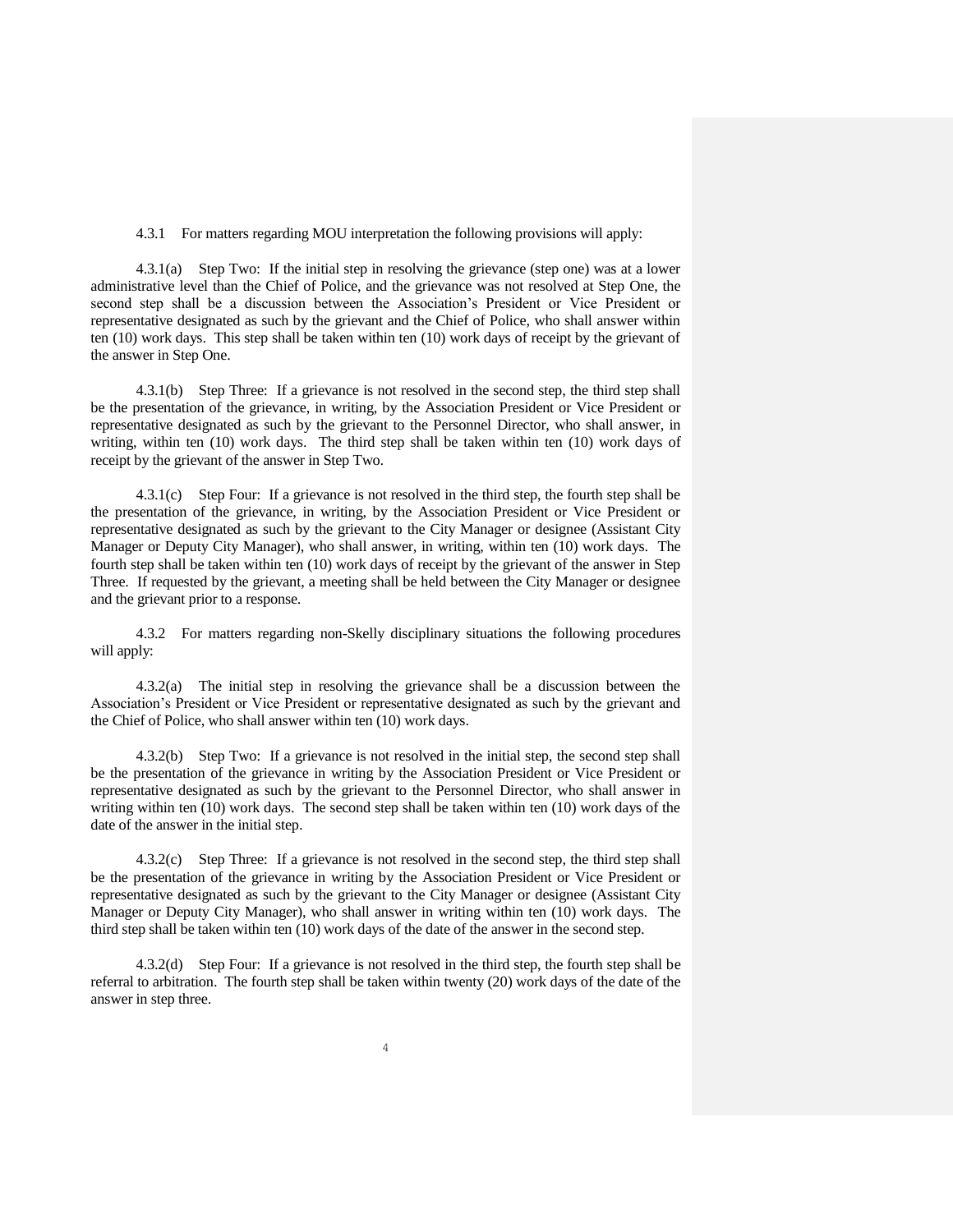4.3.1 For matters regarding MOU interpretation the following provisions will apply:

4.3.1(a) Step Two: If the initial step in resolving the grievance (step one) was at a lower administrative level than the Chief of Police, and the grievance was not resolved at Step One, the second step shall be a discussion between the Association's President or Vice President or representative designated as such by the grievant and the Chief of Police, who shall answer within ten (10) work days. This step shall be taken within ten (10) work days of receipt by the grievant of the answer in Step One.

4.3.1(b) Step Three: If a grievance is not resolved in the second step, the third step shall be the presentation of the grievance, in writing, by the Association President or Vice President or representative designated as such by the grievant to the Personnel Director, who shall answer, in writing, within ten (10) work days. The third step shall be taken within ten (10) work days of receipt by the grievant of the answer in Step Two.

4.3.1(c) Step Four: If a grievance is not resolved in the third step, the fourth step shall be the presentation of the grievance, in writing, by the Association President or Vice President or representative designated as such by the grievant to the City Manager or designee (Assistant City Manager or Deputy City Manager), who shall answer, in writing, within ten (10) work days. The fourth step shall be taken within ten (10) work days of receipt by the grievant of the answer in Step Three. If requested by the grievant, a meeting shall be held between the City Manager or designee and the grievant prior to a response.

4.3.2 For matters regarding non-Skelly disciplinary situations the following procedures will apply:

4.3.2(a) The initial step in resolving the grievance shall be a discussion between the Association's President or Vice President or representative designated as such by the grievant and the Chief of Police, who shall answer within ten (10) work days.

4.3.2(b) Step Two: If a grievance is not resolved in the initial step, the second step shall be the presentation of the grievance in writing by the Association President or Vice President or representative designated as such by the grievant to the Personnel Director, who shall answer in writing within ten (10) work days. The second step shall be taken within ten (10) work days of the date of the answer in the initial step.

4.3.2(c) Step Three: If a grievance is not resolved in the second step, the third step shall be the presentation of the grievance in writing by the Association President or Vice President or representative designated as such by the grievant to the City Manager or designee (Assistant City Manager or Deputy City Manager), who shall answer in writing within ten (10) work days. The third step shall be taken within ten (10) work days of the date of the answer in the second step.

4.3.2(d) Step Four: If a grievance is not resolved in the third step, the fourth step shall be referral to arbitration. The fourth step shall be taken within twenty (20) work days of the date of the answer in step three.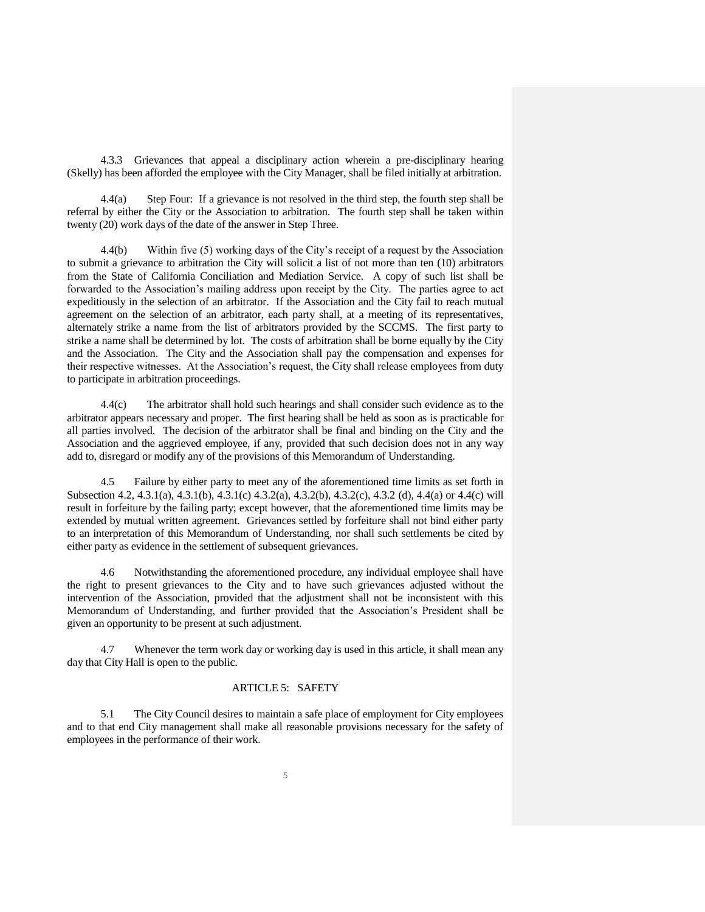4.3.3 Grievances that appeal a disciplinary action wherein a pre-disciplinary hearing (Skelly) has been afforded the employee with the City Manager, shall be filed initially at arbitration.

4.4(a) Step Four: If a grievance is not resolved in the third step, the fourth step shall be referral by either the City or the Association to arbitration. The fourth step shall be taken within twenty (20) work days of the date of the answer in Step Three.

4.4(b) Within five (5) working days of the City's receipt of a request by the Association to submit a grievance to arbitration the City will solicit a list of not more than ten (10) arbitrators from the State of California Conciliation and Mediation Service. A copy of such list shall be forwarded to the Association's mailing address upon receipt by the City. The parties agree to act expeditiously in the selection of an arbitrator. If the Association and the City fail to reach mutual agreement on the selection of an arbitrator, each party shall, at a meeting of its representatives, alternately strike a name from the list of arbitrators provided by the SCCMS. The first party to strike a name shall be determined by lot. The costs of arbitration shall be borne equally by the City and the Association. The City and the Association shall pay the compensation and expenses for their respective witnesses. At the Association's request, the City shall release employees from duty to participate in arbitration proceedings.

4.4(c) The arbitrator shall hold such hearings and shall consider such evidence as to the arbitrator appears necessary and proper. The first hearing shall be held as soon as is practicable for all parties involved. The decision of the arbitrator shall be final and binding on the City and the Association and the aggrieved employee, if any, provided that such decision does not in any way add to, disregard or modify any of the provisions of this Memorandum of Understanding.

4.5 Failure by either party to meet any of the aforementioned time limits as set forth in Subsection 4.2, 4.3.1(a), 4.3.1(b), 4.3.1(c) 4.3.2(a), 4.3.2(b), 4.3.2(c), 4.3.2 (d), 4.4(a) or 4.4(c) will result in forfeiture by the failing party; except however, that the aforementioned time limits may be extended by mutual written agreement. Grievances settled by forfeiture shall not bind either party to an interpretation of this Memorandum of Understanding, nor shall such settlements be cited by either party as evidence in the settlement of subsequent grievances.

4.6 Notwithstanding the aforementioned procedure, any individual employee shall have the right to present grievances to the City and to have such grievances adjusted without the intervention of the Association, provided that the adjustment shall not be inconsistent with this Memorandum of Understanding, and further provided that the Association's President shall be given an opportunity to be present at such adjustment.

4.7 Whenever the term work day or working day is used in this article, it shall mean any day that City Hall is open to the public.

## ARTICLE 5: SAFETY

5.1 The City Council desires to maintain a safe place of employment for City employees and to that end City management shall make all reasonable provisions necessary for the safety of employees in the performance of their work.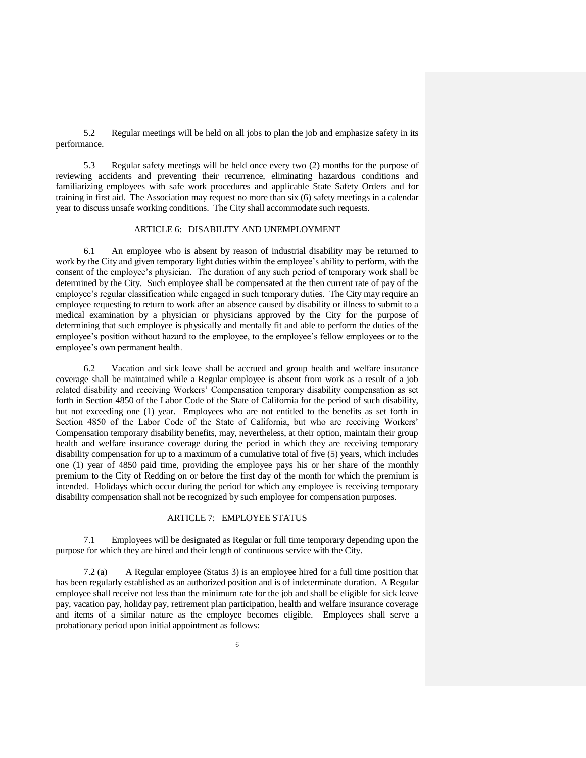5.2 Regular meetings will be held on all jobs to plan the job and emphasize safety in its performance.

5.3 Regular safety meetings will be held once every two (2) months for the purpose of reviewing accidents and preventing their recurrence, eliminating hazardous conditions and familiarizing employees with safe work procedures and applicable State Safety Orders and for training in first aid. The Association may request no more than six (6) safety meetings in a calendar year to discuss unsafe working conditions. The City shall accommodate such requests.

## ARTICLE 6: DISABILITY AND UNEMPLOYMENT

6.1 An employee who is absent by reason of industrial disability may be returned to work by the City and given temporary light duties within the employee's ability to perform, with the consent of the employee's physician. The duration of any such period of temporary work shall be determined by the City. Such employee shall be compensated at the then current rate of pay of the employee's regular classification while engaged in such temporary duties. The City may require an employee requesting to return to work after an absence caused by disability or illness to submit to a medical examination by a physician or physicians approved by the City for the purpose of determining that such employee is physically and mentally fit and able to perform the duties of the employee's position without hazard to the employee, to the employee's fellow employees or to the employee's own permanent health.

6.2 Vacation and sick leave shall be accrued and group health and welfare insurance coverage shall be maintained while a Regular employee is absent from work as a result of a job related disability and receiving Workers' Compensation temporary disability compensation as set forth in Section 4850 of the Labor Code of the State of California for the period of such disability, but not exceeding one (1) year. Employees who are not entitled to the benefits as set forth in Section 4850 of the Labor Code of the State of California, but who are receiving Workers' Compensation temporary disability benefits, may, nevertheless, at their option, maintain their group health and welfare insurance coverage during the period in which they are receiving temporary disability compensation for up to a maximum of a cumulative total of five (5) years, which includes one (1) year of 4850 paid time, providing the employee pays his or her share of the monthly premium to the City of Redding on or before the first day of the month for which the premium is intended. Holidays which occur during the period for which any employee is receiving temporary disability compensation shall not be recognized by such employee for compensation purposes.

## ARTICLE 7: EMPLOYEE STATUS

7.1 Employees will be designated as Regular or full time temporary depending upon the purpose for which they are hired and their length of continuous service with the City.

7.2 (a) A Regular employee (Status 3) is an employee hired for a full time position that has been regularly established as an authorized position and is of indeterminate duration. A Regular employee shall receive not less than the minimum rate for the job and shall be eligible for sick leave pay, vacation pay, holiday pay, retirement plan participation, health and welfare insurance coverage and items of a similar nature as the employee becomes eligible. Employees shall serve a probationary period upon initial appointment as follows: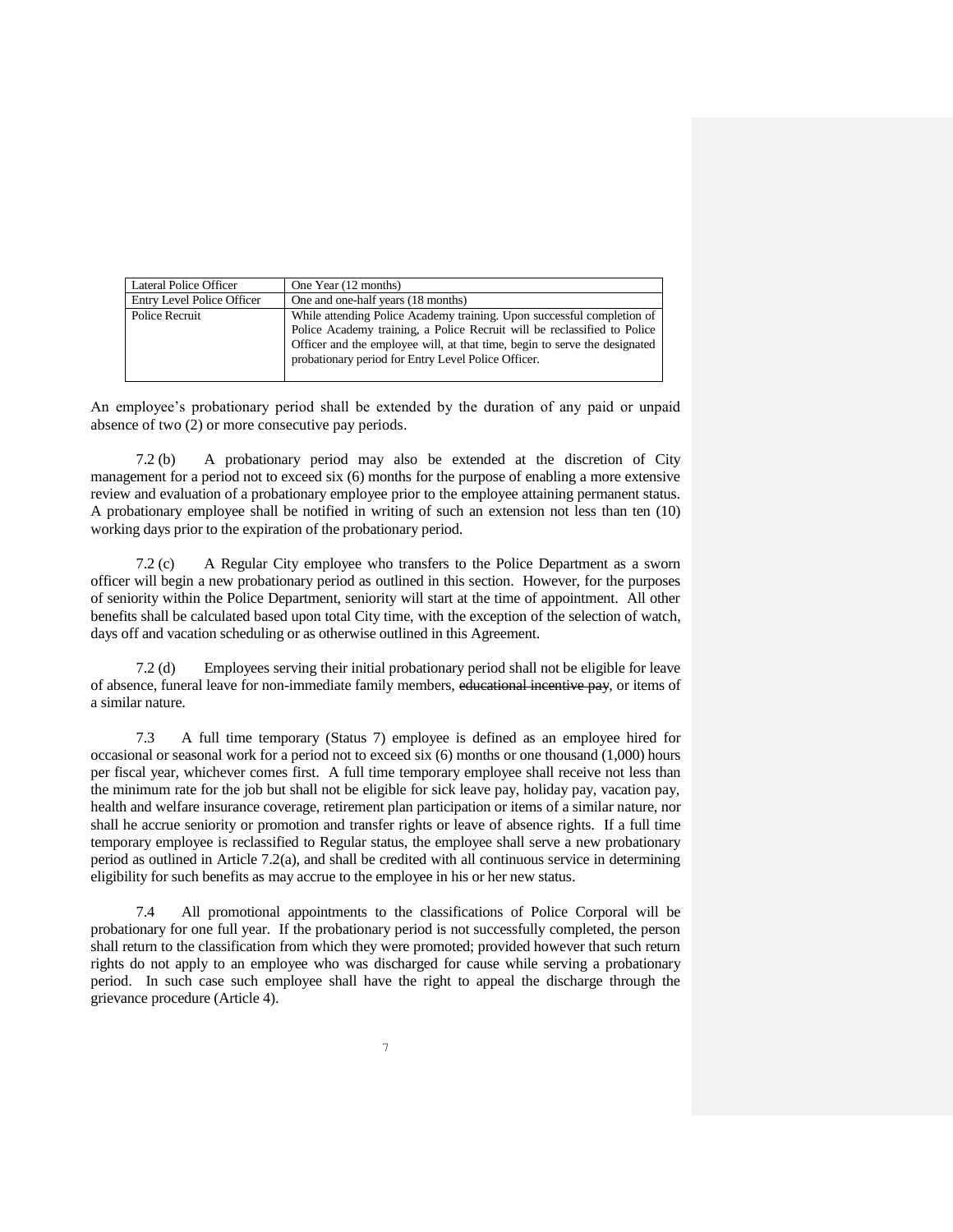| Lateral Police Officer | One Year (12 months) |
|---|---|
| Entry Level Police Officer | One and one-half years (18 months) |
| Police Recruit | While attending Police Academy training. Upon successful completion of Police Academy training, a Police Recruit will be reclassified to Police Officer and the employee will, at that time, begin to serve the designated probationary period for Entry Level Police Officer. |

An employee's probationary period shall be extended by the duration of any paid or unpaid absence of two (2) or more consecutive pay periods.

7.2 (b) A probationary period may also be extended at the discretion of City management for a period not to exceed six (6) months for the purpose of enabling a more extensive review and evaluation of a probationary employee prior to the employee attaining permanent status. A probationary employee shall be notified in writing of such an extension not less than ten (10) working days prior to the expiration of the probationary period.

7.2 (c) A Regular City employee who transfers to the Police Department as a sworn officer will begin a new probationary period as outlined in this section. However, for the purposes of seniority within the Police Department, seniority will start at the time of appointment. All other benefits shall be calculated based upon total City time, with the exception of the selection of watch, days off and vacation scheduling or as otherwise outlined in this Agreement.

7.2 (d) Employees serving their initial probationary period shall not be eligible for leave of absence, funeral leave for non-immediate family members, ~~educational incentive pay~~, or items of a similar nature.

7.3 A full time temporary (Status 7) employee is defined as an employee hired for occasional or seasonal work for a period not to exceed six (6) months or one thousand (1,000) hours per fiscal year, whichever comes first. A full time temporary employee shall receive not less than the minimum rate for the job but shall not be eligible for sick leave pay, holiday pay, vacation pay, health and welfare insurance coverage, retirement plan participation or items of a similar nature, nor shall he accrue seniority or promotion and transfer rights or leave of absence rights. If a full time temporary employee is reclassified to Regular status, the employee shall serve a new probationary period as outlined in Article 7.2(a), and shall be credited with all continuous service in determining eligibility for such benefits as may accrue to the employee in his or her new status.

7.4 All promotional appointments to the classifications of Police Corporal will be probationary for one full year. If the probationary period is not successfully completed, the person shall return to the classification from which they were promoted; provided however that such return rights do not apply to an employee who was discharged for cause while serving a probationary period. In such case such employee shall have the right to appeal the discharge through the grievance procedure (Article 4).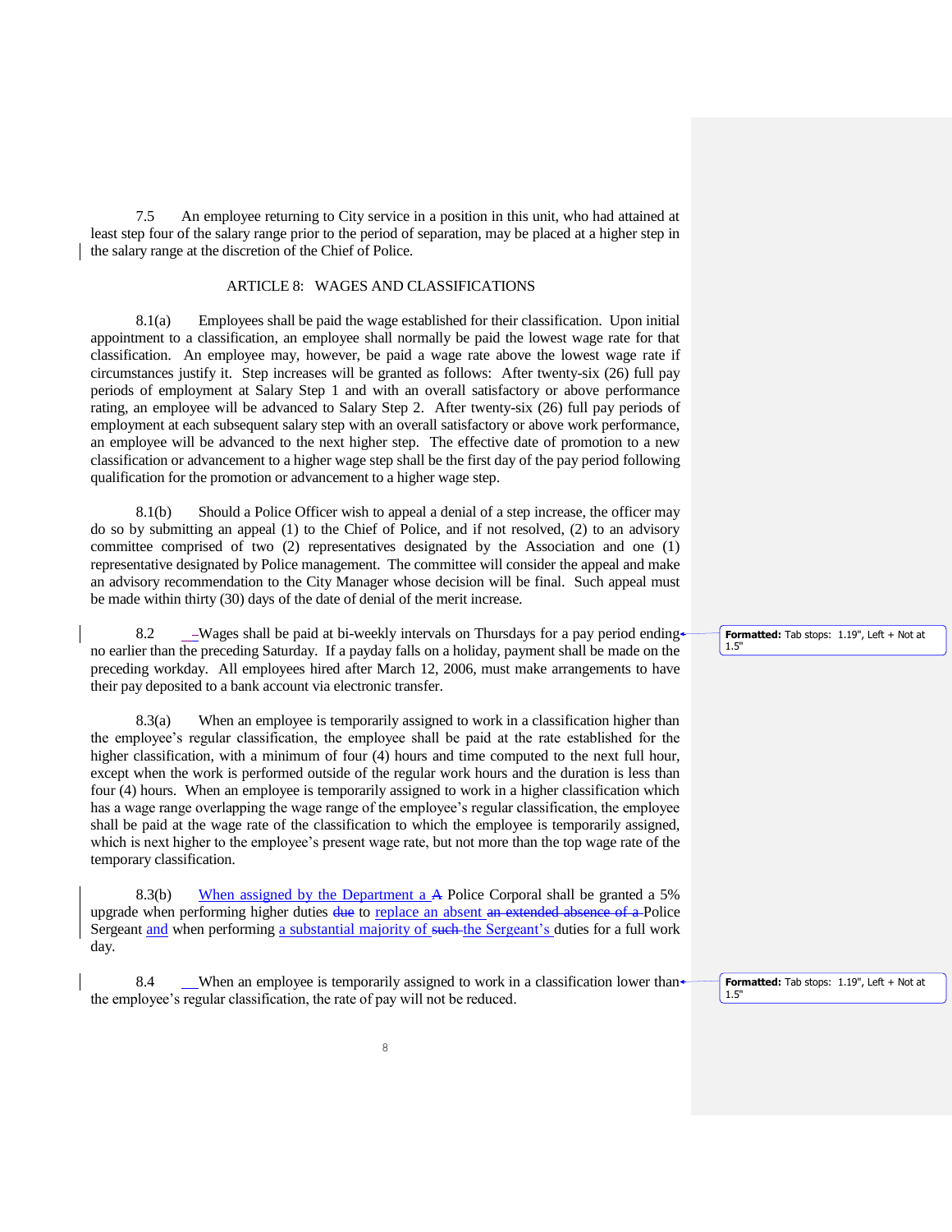7.5 An employee returning to City service in a position in this unit, who had attained at least step four of the salary range prior to the period of separation, may be placed at a higher step in the salary range at the discretion of the Chief of Police.

## ARTICLE 8: WAGES AND CLASSIFICATIONS

8.1(a) Employees shall be paid the wage established for their classification. Upon initial appointment to a classification, an employee shall normally be paid the lowest wage rate for that classification. An employee may, however, be paid a wage rate above the lowest wage rate if circumstances justify it. Step increases will be granted as follows: After twenty-six (26) full pay periods of employment at Salary Step 1 and with an overall satisfactory or above performance rating, an employee will be advanced to Salary Step 2. After twenty-six (26) full pay periods of employment at each subsequent salary step with an overall satisfactory or above work performance, an employee will be advanced to the next higher step. The effective date of promotion to a new classification or advancement to a higher wage step shall be the first day of the pay period following qualification for the promotion or advancement to a higher wage step.

8.1(b) Should a Police Officer wish to appeal a denial of a step increase, the officer may do so by submitting an appeal (1) to the Chief of Police, and if not resolved, (2) to an advisory committee comprised of two (2) representatives designated by the Association and one (1) representative designated by Police management. The committee will consider the appeal and make an advisory recommendation to the City Manager whose decision will be final. Such appeal must be made within thirty (30) days of the date of denial of the merit increase.

8.2 Wages shall be paid at bi-weekly intervals on Thursdays for a pay period ending no earlier than the preceding Saturday. If a payday falls on a holiday, payment shall be made on the preceding workday. All employees hired after March 12, 2006, must make arrangements to have their pay deposited to a bank account via electronic transfer.

8.3(a) When an employee is temporarily assigned to work in a classification higher than the employee's regular classification, the employee shall be paid at the rate established for the higher classification, with a minimum of four (4) hours and time computed to the next full hour, except when the work is performed outside of the regular work hours and the duration is less than four (4) hours. When an employee is temporarily assigned to work in a higher classification which has a wage range overlapping the wage range of the employee's regular classification, the employee shall be paid at the wage rate of the classification to which the employee is temporarily assigned, which is next higher to the employee's present wage rate, but not more than the top wage rate of the temporary classification.

8.3(b) When assigned by the Department a ~~A~~ Police Corporal shall be granted a 5% upgrade when performing higher duties ~~due~~ to replace an absent ~~an extended absence of a~~ Police Sergeant and when performing a substantial majority of ~~such~~ the Sergeant's duties for a full work day.

8.4 When an employee is temporarily assigned to work in a classification lower than the employee's regular classification, the rate of pay will not be reduced.

**Formatted:** Tab stops: 1.19", Left + Not at 1.5"

**Formatted:** Tab stops: 1.19", Left + Not at 1.5"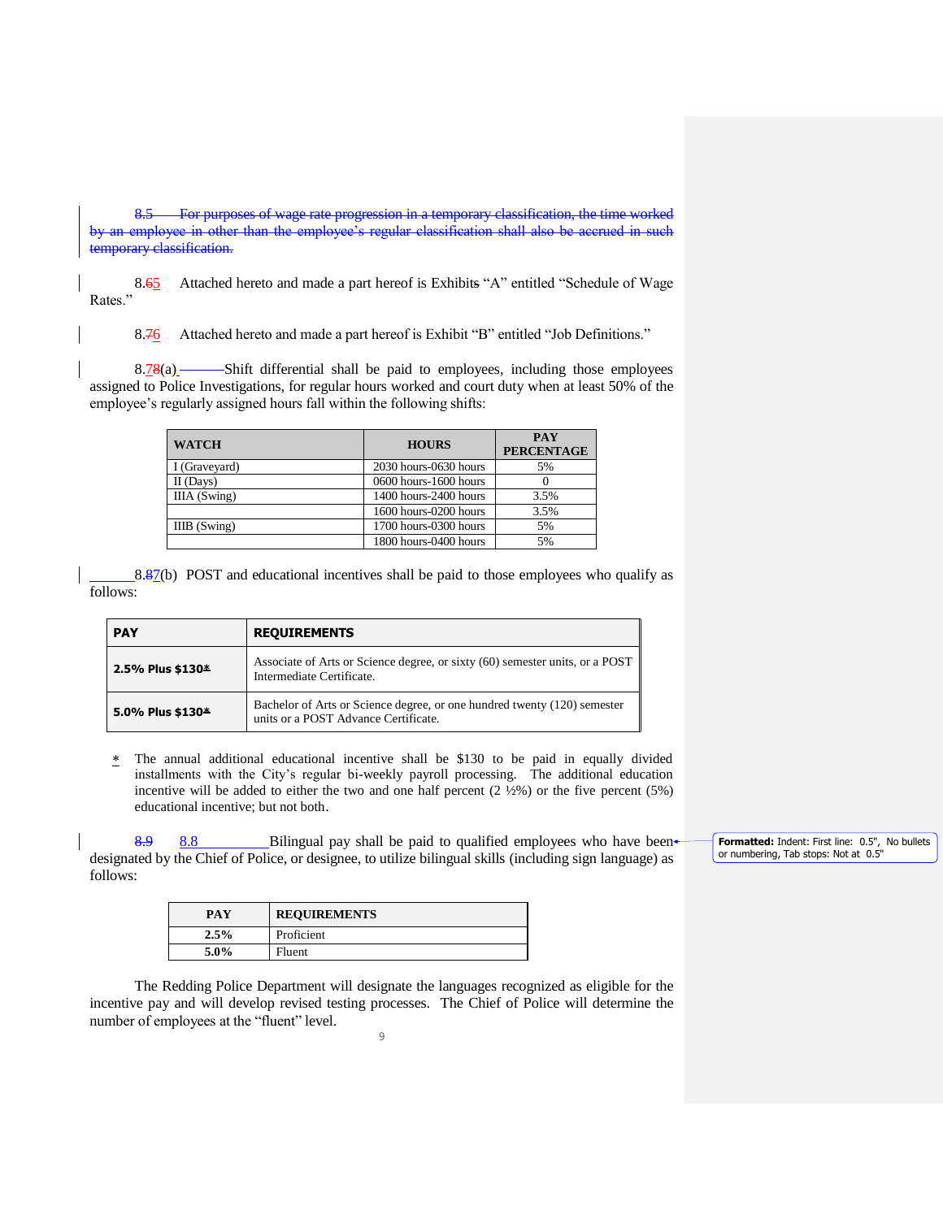8.5 For purposes of wage rate progression in a temporary classification, the time worked by an employee in other than the employee's regular classification shall also be accrued in such temporary classification.

8.65 Attached hereto and made a part hereof is Exhibits "A" entitled "Schedule of Wage Rates."

8.76 Attached hereto and made a part hereof is Exhibit "B" entitled "Job Definitions."

8.78(a) Shift differential shall be paid to employees, including those employees assigned to Police Investigations, for regular hours worked and court duty when at least 50% of the employee's regularly assigned hours fall within the following shifts:

| WATCH | HOURS | PAY PERCENTAGE |
|---|---|---|
| I (Graveyard) | 2030 hours-0630 hours | 5% |
| II (Days) | 0600 hours-1600 hours | 0 |
| IIIA (Swing) | 1400 hours-2400 hours | 3.5% |
| | 1600 hours-0200 hours | 3.5% |
| IIIB (Swing) | 1700 hours-0300 hours | 5% |
| | 1800 hours-0400 hours | 5% |

8.87(b) POST and educational incentives shall be paid to those employees who qualify as follows:

| PAY | REQUIREMENTS |
|---|---|
| **2.5% Plus $130*** | Associate of Arts or Science degree, or sixty (60) semester units, or a POST Intermediate Certificate. |
| **5.0% Plus $130*** | Bachelor of Arts or Science degree, or one hundred twenty (120) semester units or a POST Advance Certificate. |

\* The annual additional educational incentive shall be $130 to be paid in equally divided installments with the City's regular bi-weekly payroll processing. The additional education incentive will be added to either the two and one half percent (2 ½%) or the five percent (5%) educational incentive; but not both.

8.9 8.8 Bilingual pay shall be paid to qualified employees who have been designated by the Chief of Police, or designee, to utilize bilingual skills (including sign language) as follows:

| PAY | REQUIREMENTS |
|---|---|
| **2.5%** | Proficient |
| **5.0%** | Fluent |

The Redding Police Department will designate the languages recognized as eligible for the incentive pay and will develop revised testing processes. The Chief of Police will determine the number of employees at the "fluent" level.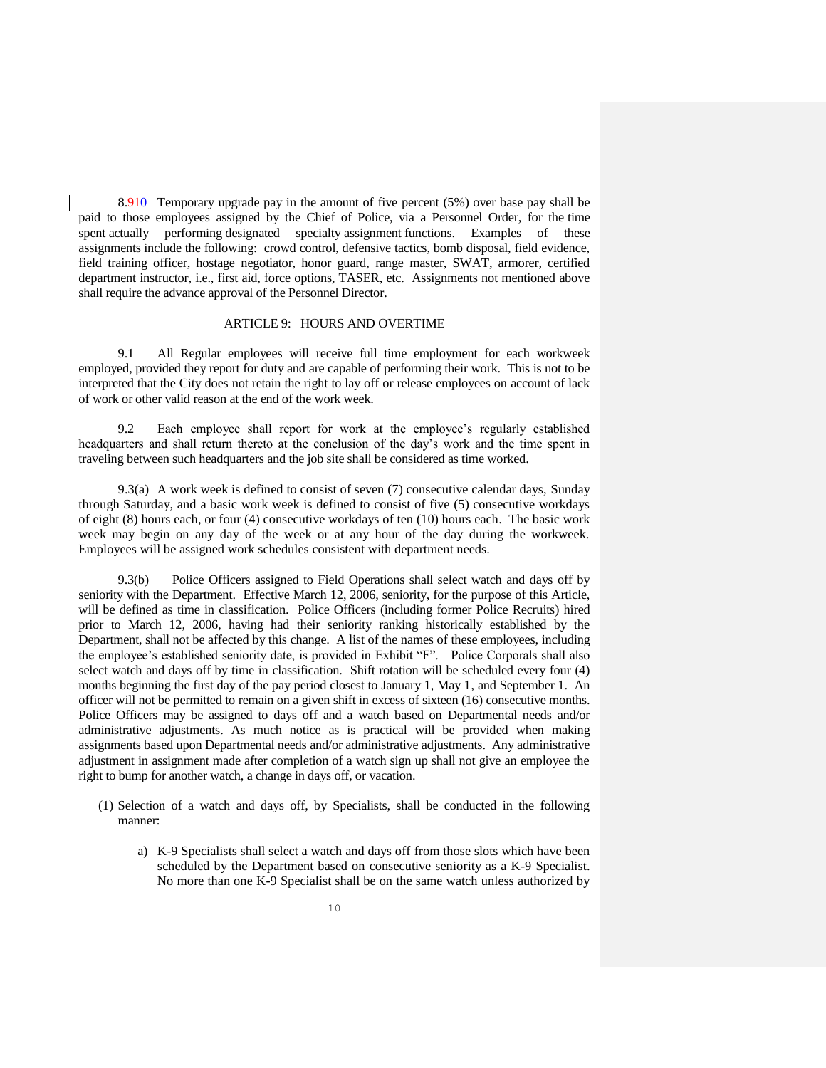8.910 Temporary upgrade pay in the amount of five percent (5%) over base pay shall be paid to those employees assigned by the Chief of Police, via a Personnel Order, for the time spent actually performing designated specialty assignment functions. Examples of these assignments include the following: crowd control, defensive tactics, bomb disposal, field evidence, field training officer, hostage negotiator, honor guard, range master, SWAT, armorer, certified department instructor, i.e., first aid, force options, TASER, etc. Assignments not mentioned above shall require the advance approval of the Personnel Director.

## ARTICLE 9: HOURS AND OVERTIME

9.1 All Regular employees will receive full time employment for each workweek employed, provided they report for duty and are capable of performing their work. This is not to be interpreted that the City does not retain the right to lay off or release employees on account of lack of work or other valid reason at the end of the work week.

9.2 Each employee shall report for work at the employee's regularly established headquarters and shall return thereto at the conclusion of the day's work and the time spent in traveling between such headquarters and the job site shall be considered as time worked.

9.3(a) A work week is defined to consist of seven (7) consecutive calendar days, Sunday through Saturday, and a basic work week is defined to consist of five (5) consecutive workdays of eight (8) hours each, or four (4) consecutive workdays of ten (10) hours each. The basic work week may begin on any day of the week or at any hour of the day during the workweek. Employees will be assigned work schedules consistent with department needs.

9.3(b) Police Officers assigned to Field Operations shall select watch and days off by seniority with the Department. Effective March 12, 2006, seniority, for the purpose of this Article, will be defined as time in classification. Police Officers (including former Police Recruits) hired prior to March 12, 2006, having had their seniority ranking historically established by the Department, shall not be affected by this change. A list of the names of these employees, including the employee's established seniority date, is provided in Exhibit "F". Police Corporals shall also select watch and days off by time in classification. Shift rotation will be scheduled every four (4) months beginning the first day of the pay period closest to January 1, May 1, and September 1. An officer will not be permitted to remain on a given shift in excess of sixteen (16) consecutive months. Police Officers may be assigned to days off and a watch based on Departmental needs and/or administrative adjustments. As much notice as is practical will be provided when making assignments based upon Departmental needs and/or administrative adjustments. Any administrative adjustment in assignment made after completion of a watch sign up shall not give an employee the right to bump for another watch, a change in days off, or vacation.

(1) Selection of a watch and days off, by Specialists, shall be conducted in the following manner:

   a) K-9 Specialists shall select a watch and days off from those slots which have been scheduled by the Department based on consecutive seniority as a K-9 Specialist. No more than one K-9 Specialist shall be on the same watch unless authorized by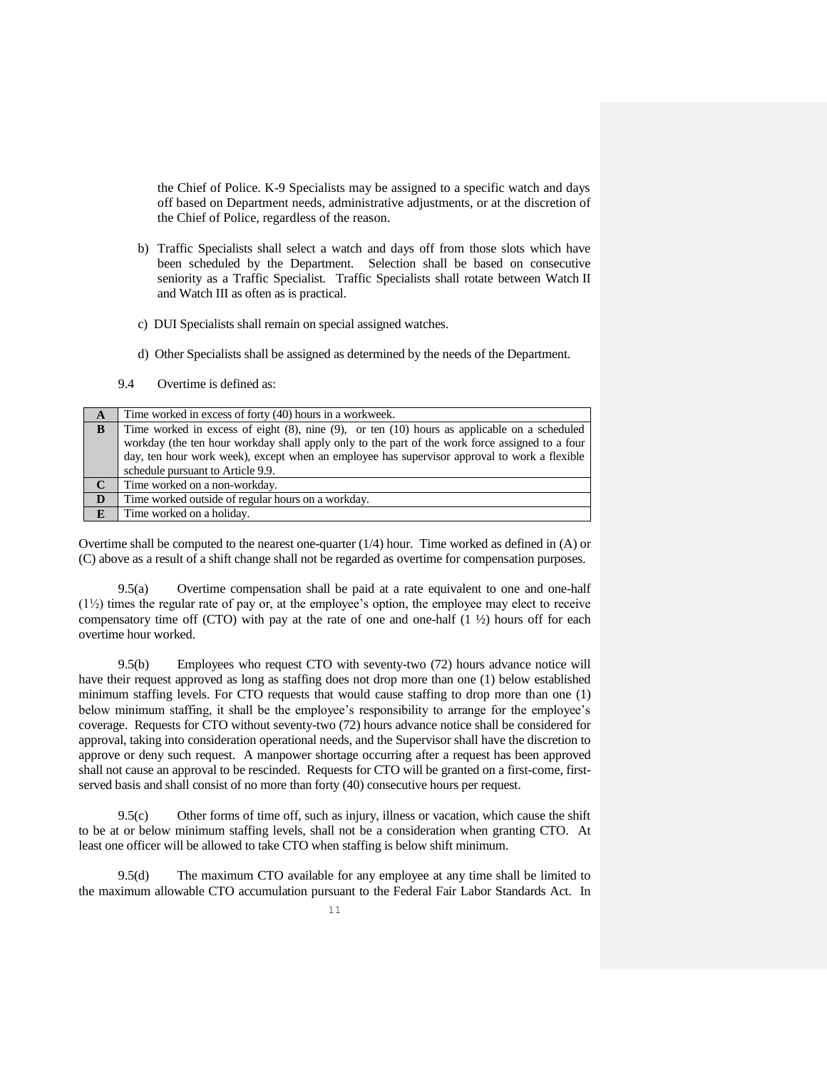the Chief of Police. K-9 Specialists may be assigned to a specific watch and days off based on Department needs, administrative adjustments, or at the discretion of the Chief of Police, regardless of the reason.

b) Traffic Specialists shall select a watch and days off from those slots which have been scheduled by the Department. Selection shall be based on consecutive seniority as a Traffic Specialist. Traffic Specialists shall rotate between Watch II and Watch III as often as is practical.

c) DUI Specialists shall remain on special assigned watches.

d) Other Specialists shall be assigned as determined by the needs of the Department.

9.4 Overtime is defined as:

| | |
|---|---|
| **A** | Time worked in excess of forty (40) hours in a workweek. |
| **B** | Time worked in excess of eight (8), nine (9), or ten (10) hours as applicable on a scheduled workday (the ten hour workday shall apply only to the part of the work force assigned to a four day, ten hour work week), except when an employee has supervisor approval to work a flexible schedule pursuant to Article 9.9. |
| **C** | Time worked on a non-workday. |
| **D** | Time worked outside of regular hours on a workday. |
| **E** | Time worked on a holiday. |

Overtime shall be computed to the nearest one-quarter (1/4) hour. Time worked as defined in (A) or (C) above as a result of a shift change shall not be regarded as overtime for compensation purposes.

9.5(a) Overtime compensation shall be paid at a rate equivalent to one and one-half (1½) times the regular rate of pay or, at the employee's option, the employee may elect to receive compensatory time off (CTO) with pay at the rate of one and one-half (1 ½) hours off for each overtime hour worked.

9.5(b) Employees who request CTO with seventy-two (72) hours advance notice will have their request approved as long as staffing does not drop more than one (1) below established minimum staffing levels. For CTO requests that would cause staffing to drop more than one (1) below minimum staffing, it shall be the employee's responsibility to arrange for the employee's coverage. Requests for CTO without seventy-two (72) hours advance notice shall be considered for approval, taking into consideration operational needs, and the Supervisor shall have the discretion to approve or deny such request. A manpower shortage occurring after a request has been approved shall not cause an approval to be rescinded. Requests for CTO will be granted on a first-come, first-served basis and shall consist of no more than forty (40) consecutive hours per request.

9.5(c) Other forms of time off, such as injury, illness or vacation, which cause the shift to be at or below minimum staffing levels, shall not be a consideration when granting CTO. At least one officer will be allowed to take CTO when staffing is below shift minimum.

9.5(d) The maximum CTO available for any employee at any time shall be limited to the maximum allowable CTO accumulation pursuant to the Federal Fair Labor Standards Act. In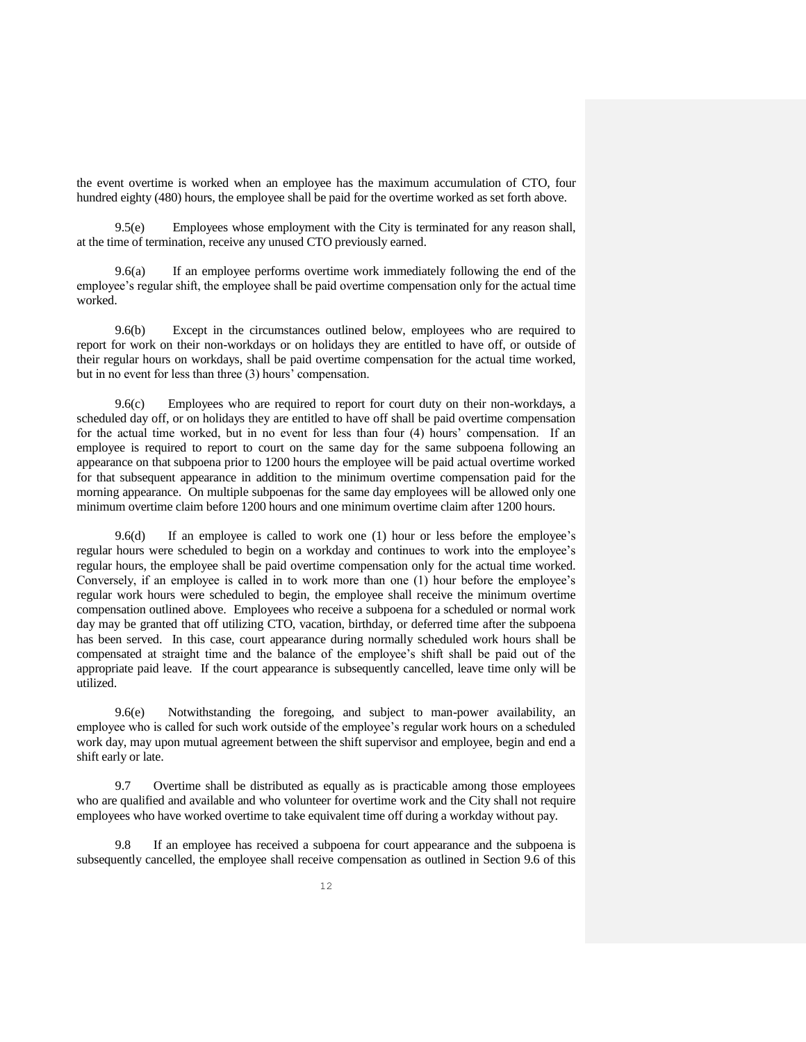the event overtime is worked when an employee has the maximum accumulation of CTO, four hundred eighty (480) hours, the employee shall be paid for the overtime worked as set forth above.

9.5(e) Employees whose employment with the City is terminated for any reason shall, at the time of termination, receive any unused CTO previously earned.

9.6(a) If an employee performs overtime work immediately following the end of the employee's regular shift, the employee shall be paid overtime compensation only for the actual time worked.

9.6(b) Except in the circumstances outlined below, employees who are required to report for work on their non-workdays or on holidays they are entitled to have off, or outside of their regular hours on workdays, shall be paid overtime compensation for the actual time worked, but in no event for less than three (3) hours' compensation.

9.6(c) Employees who are required to report for court duty on their non-workdays, a scheduled day off, or on holidays they are entitled to have off shall be paid overtime compensation for the actual time worked, but in no event for less than four (4) hours' compensation. If an employee is required to report to court on the same day for the same subpoena following an appearance on that subpoena prior to 1200 hours the employee will be paid actual overtime worked for that subsequent appearance in addition to the minimum overtime compensation paid for the morning appearance. On multiple subpoenas for the same day employees will be allowed only one minimum overtime claim before 1200 hours and one minimum overtime claim after 1200 hours.

9.6(d) If an employee is called to work one (1) hour or less before the employee's regular hours were scheduled to begin on a workday and continues to work into the employee's regular hours, the employee shall be paid overtime compensation only for the actual time worked. Conversely, if an employee is called in to work more than one (1) hour before the employee's regular work hours were scheduled to begin, the employee shall receive the minimum overtime compensation outlined above. Employees who receive a subpoena for a scheduled or normal work day may be granted that off utilizing CTO, vacation, birthday, or deferred time after the subpoena has been served. In this case, court appearance during normally scheduled work hours shall be compensated at straight time and the balance of the employee's shift shall be paid out of the appropriate paid leave. If the court appearance is subsequently cancelled, leave time only will be utilized.

9.6(e) Notwithstanding the foregoing, and subject to man-power availability, an employee who is called for such work outside of the employee's regular work hours on a scheduled work day, may upon mutual agreement between the shift supervisor and employee, begin and end a shift early or late.

9.7 Overtime shall be distributed as equally as is practicable among those employees who are qualified and available and who volunteer for overtime work and the City shall not require employees who have worked overtime to take equivalent time off during a workday without pay.

9.8 If an employee has received a subpoena for court appearance and the subpoena is subsequently cancelled, the employee shall receive compensation as outlined in Section 9.6 of this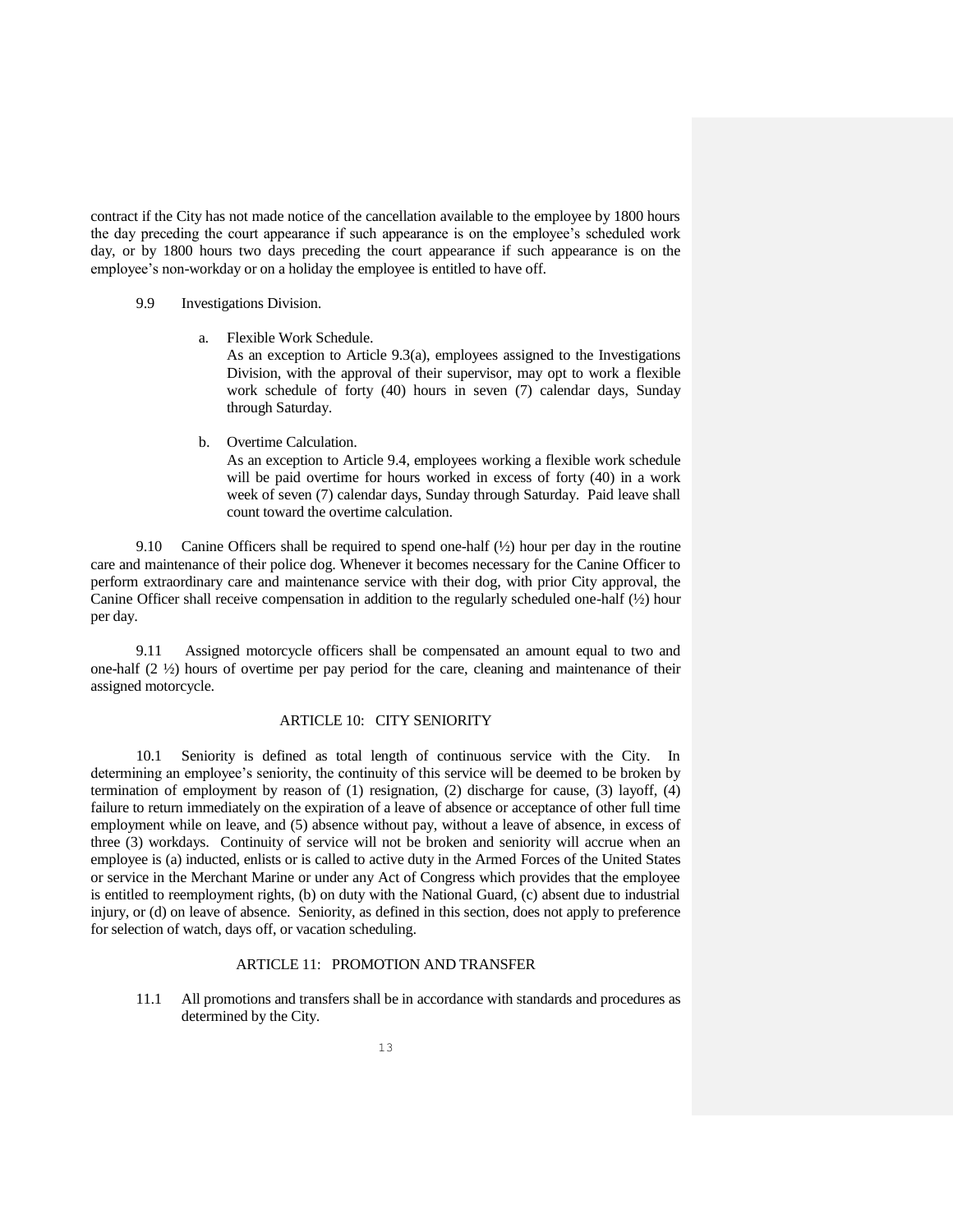contract if the City has not made notice of the cancellation available to the employee by 1800 hours the day preceding the court appearance if such appearance is on the employee's scheduled work day, or by 1800 hours two days preceding the court appearance if such appearance is on the employee's non-workday or on a holiday the employee is entitled to have off.

9.9 Investigations Division.

a. Flexible Work Schedule.
As an exception to Article 9.3(a), employees assigned to the Investigations Division, with the approval of their supervisor, may opt to work a flexible work schedule of forty (40) hours in seven (7) calendar days, Sunday through Saturday.

b. Overtime Calculation.
As an exception to Article 9.4, employees working a flexible work schedule will be paid overtime for hours worked in excess of forty (40) in a work week of seven (7) calendar days, Sunday through Saturday. Paid leave shall count toward the overtime calculation.

9.10 Canine Officers shall be required to spend one-half (½) hour per day in the routine care and maintenance of their police dog. Whenever it becomes necessary for the Canine Officer to perform extraordinary care and maintenance service with their dog, with prior City approval, the Canine Officer shall receive compensation in addition to the regularly scheduled one-half (½) hour per day.

9.11 Assigned motorcycle officers shall be compensated an amount equal to two and one-half (2 ½) hours of overtime per pay period for the care, cleaning and maintenance of their assigned motorcycle.

## ARTICLE 10: CITY SENIORITY

10.1 Seniority is defined as total length of continuous service with the City. In determining an employee's seniority, the continuity of this service will be deemed to be broken by termination of employment by reason of (1) resignation, (2) discharge for cause, (3) layoff, (4) failure to return immediately on the expiration of a leave of absence or acceptance of other full time employment while on leave, and (5) absence without pay, without a leave of absence, in excess of three (3) workdays. Continuity of service will not be broken and seniority will accrue when an employee is (a) inducted, enlists or is called to active duty in the Armed Forces of the United States or service in the Merchant Marine or under any Act of Congress which provides that the employee is entitled to reemployment rights, (b) on duty with the National Guard, (c) absent due to industrial injury, or (d) on leave of absence. Seniority, as defined in this section, does not apply to preference for selection of watch, days off, or vacation scheduling.

## ARTICLE 11: PROMOTION AND TRANSFER

11.1 All promotions and transfers shall be in accordance with standards and procedures as determined by the City.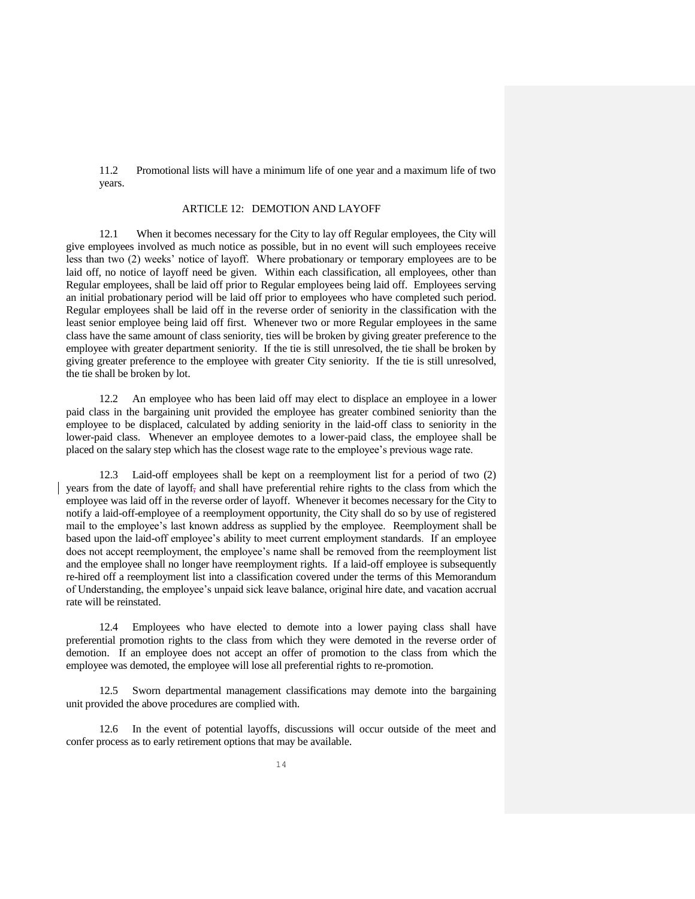11.2 Promotional lists will have a minimum life of one year and a maximum life of two years.

## ARTICLE 12: DEMOTION AND LAYOFF

12.1 When it becomes necessary for the City to lay off Regular employees, the City will give employees involved as much notice as possible, but in no event will such employees receive less than two (2) weeks' notice of layoff. Where probationary or temporary employees are to be laid off, no notice of layoff need be given. Within each classification, all employees, other than Regular employees, shall be laid off prior to Regular employees being laid off. Employees serving an initial probationary period will be laid off prior to employees who have completed such period. Regular employees shall be laid off in the reverse order of seniority in the classification with the least senior employee being laid off first. Whenever two or more Regular employees in the same class have the same amount of class seniority, ties will be broken by giving greater preference to the employee with greater department seniority. If the tie is still unresolved, the tie shall be broken by giving greater preference to the employee with greater City seniority. If the tie is still unresolved, the tie shall be broken by lot.

12.2 An employee who has been laid off may elect to displace an employee in a lower paid class in the bargaining unit provided the employee has greater combined seniority than the employee to be displaced, calculated by adding seniority in the laid-off class to seniority in the lower-paid class. Whenever an employee demotes to a lower-paid class, the employee shall be placed on the salary step which has the closest wage rate to the employee's previous wage rate.

12.3 Laid-off employees shall be kept on a reemployment list for a period of two (2) years from the date of layoff and shall have preferential rehire rights to the class from which the employee was laid off in the reverse order of layoff. Whenever it becomes necessary for the City to notify a laid-off-employee of a reemployment opportunity, the City shall do so by use of registered mail to the employee's last known address as supplied by the employee. Reemployment shall be based upon the laid-off employee's ability to meet current employment standards. If an employee does not accept reemployment, the employee's name shall be removed from the reemployment list and the employee shall no longer have reemployment rights. If a laid-off employee is subsequently re-hired off a reemployment list into a classification covered under the terms of this Memorandum of Understanding, the employee's unpaid sick leave balance, original hire date, and vacation accrual rate will be reinstated.

12.4 Employees who have elected to demote into a lower paying class shall have preferential promotion rights to the class from which they were demoted in the reverse order of demotion. If an employee does not accept an offer of promotion to the class from which the employee was demoted, the employee will lose all preferential rights to re-promotion.

12.5 Sworn departmental management classifications may demote into the bargaining unit provided the above procedures are complied with.

12.6 In the event of potential layoffs, discussions will occur outside of the meet and confer process as to early retirement options that may be available.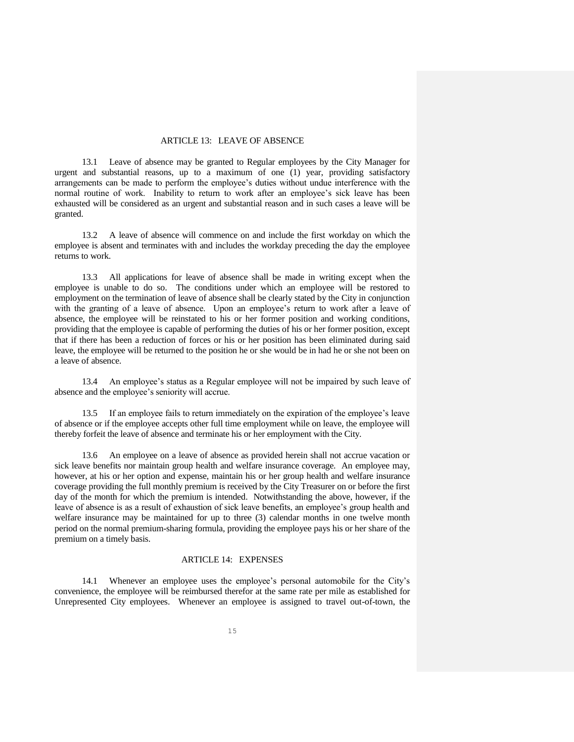## ARTICLE 13: LEAVE OF ABSENCE

13.1 Leave of absence may be granted to Regular employees by the City Manager for urgent and substantial reasons, up to a maximum of one (1) year, providing satisfactory arrangements can be made to perform the employee's duties without undue interference with the normal routine of work. Inability to return to work after an employee's sick leave has been exhausted will be considered as an urgent and substantial reason and in such cases a leave will be granted.

13.2 A leave of absence will commence on and include the first workday on which the employee is absent and terminates with and includes the workday preceding the day the employee returns to work.

13.3 All applications for leave of absence shall be made in writing except when the employee is unable to do so. The conditions under which an employee will be restored to employment on the termination of leave of absence shall be clearly stated by the City in conjunction with the granting of a leave of absence. Upon an employee's return to work after a leave of absence, the employee will be reinstated to his or her former position and working conditions, providing that the employee is capable of performing the duties of his or her former position, except that if there has been a reduction of forces or his or her position has been eliminated during said leave, the employee will be returned to the position he or she would be in had he or she not been on a leave of absence.

13.4 An employee's status as a Regular employee will not be impaired by such leave of absence and the employee's seniority will accrue.

13.5 If an employee fails to return immediately on the expiration of the employee's leave of absence or if the employee accepts other full time employment while on leave, the employee will thereby forfeit the leave of absence and terminate his or her employment with the City.

13.6 An employee on a leave of absence as provided herein shall not accrue vacation or sick leave benefits nor maintain group health and welfare insurance coverage. An employee may, however, at his or her option and expense, maintain his or her group health and welfare insurance coverage providing the full monthly premium is received by the City Treasurer on or before the first day of the month for which the premium is intended. Notwithstanding the above, however, if the leave of absence is as a result of exhaustion of sick leave benefits, an employee's group health and welfare insurance may be maintained for up to three (3) calendar months in one twelve month period on the normal premium-sharing formula, providing the employee pays his or her share of the premium on a timely basis.

## ARTICLE 14: EXPENSES

14.1 Whenever an employee uses the employee's personal automobile for the City's convenience, the employee will be reimbursed therefor at the same rate per mile as established for Unrepresented City employees. Whenever an employee is assigned to travel out-of-town, the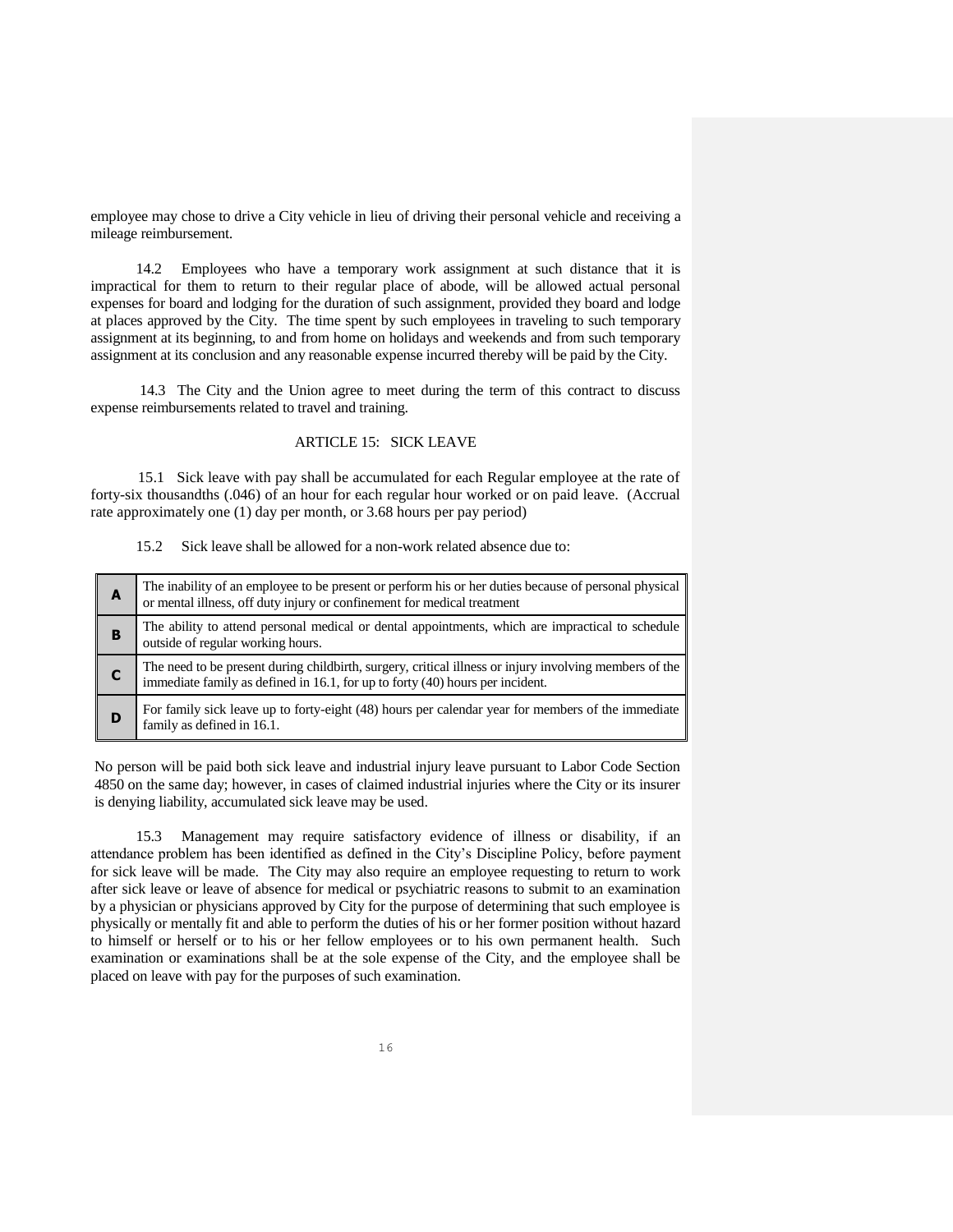employee may chose to drive a City vehicle in lieu of driving their personal vehicle and receiving a mileage reimbursement.

14.2 Employees who have a temporary work assignment at such distance that it is impractical for them to return to their regular place of abode, will be allowed actual personal expenses for board and lodging for the duration of such assignment, provided they board and lodge at places approved by the City. The time spent by such employees in traveling to such temporary assignment at its beginning, to and from home on holidays and weekends and from such temporary assignment at its conclusion and any reasonable expense incurred thereby will be paid by the City.

14.3 The City and the Union agree to meet during the term of this contract to discuss expense reimbursements related to travel and training.

## ARTICLE 15: SICK LEAVE

15.1 Sick leave with pay shall be accumulated for each Regular employee at the rate of forty-six thousandths (.046) of an hour for each regular hour worked or on paid leave. (Accrual rate approximately one (1) day per month, or 3.68 hours per pay period)

15.2 Sick leave shall be allowed for a non-work related absence due to:

| | |
|---|---|
| **A** | The inability of an employee to be present or perform his or her duties because of personal physical or mental illness, off duty injury or confinement for medical treatment |
| **B** | The ability to attend personal medical or dental appointments, which are impractical to schedule outside of regular working hours. |
| **C** | The need to be present during childbirth, surgery, critical illness or injury involving members of the immediate family as defined in 16.1, for up to forty (40) hours per incident. |
| **D** | For family sick leave up to forty-eight (48) hours per calendar year for members of the immediate family as defined in 16.1. |

No person will be paid both sick leave and industrial injury leave pursuant to Labor Code Section 4850 on the same day; however, in cases of claimed industrial injuries where the City or its insurer is denying liability, accumulated sick leave may be used.

15.3 Management may require satisfactory evidence of illness or disability, if an attendance problem has been identified as defined in the City's Discipline Policy, before payment for sick leave will be made. The City may also require an employee requesting to return to work after sick leave or leave of absence for medical or psychiatric reasons to submit to an examination by a physician or physicians approved by City for the purpose of determining that such employee is physically or mentally fit and able to perform the duties of his or her former position without hazard to himself or herself or to his or her fellow employees or to his own permanent health. Such examination or examinations shall be at the sole expense of the City, and the employee shall be placed on leave with pay for the purposes of such examination.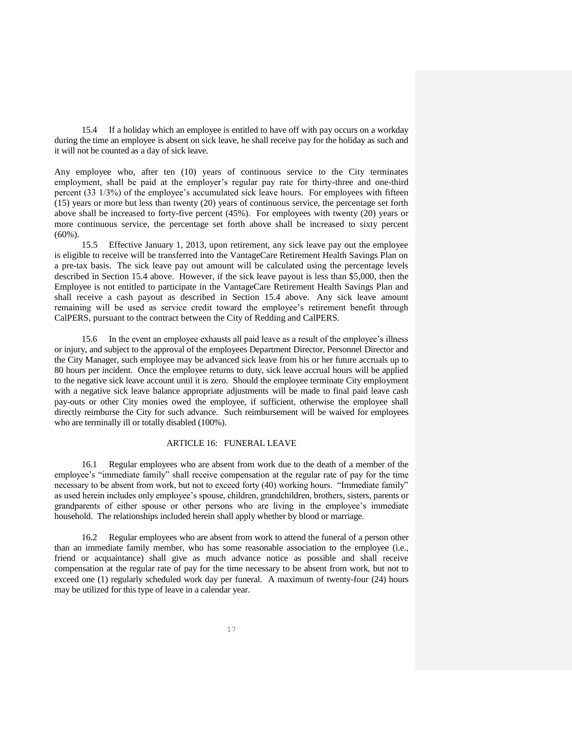15.4 If a holiday which an employee is entitled to have off with pay occurs on a workday during the time an employee is absent on sick leave, he shall receive pay for the holiday as such and it will not be counted as a day of sick leave.

Any employee who, after ten (10) years of continuous service to the City terminates employment, shall be paid at the employer's regular pay rate for thirty-three and one-third percent (33 1/3%) of the employee's accumulated sick leave hours. For employees with fifteen (15) years or more but less than twenty (20) years of continuous service, the percentage set forth above shall be increased to forty-five percent (45%). For employees with twenty (20) years or more continuous service, the percentage set forth above shall be increased to sixty percent (60%).

15.5 Effective January 1, 2013, upon retirement, any sick leave pay out the employee is eligible to receive will be transferred into the VantageCare Retirement Health Savings Plan on a pre-tax basis. The sick leave pay out amount will be calculated using the percentage levels described in Section 15.4 above. However, if the sick leave payout is less than $5,000, then the Employee is not entitled to participate in the VantageCare Retirement Health Savings Plan and shall receive a cash payout as described in Section 15.4 above. Any sick leave amount remaining will be used as service credit toward the employee's retirement benefit through CalPERS, pursuant to the contract between the City of Redding and CalPERS.

15.6 In the event an employee exhausts all paid leave as a result of the employee's illness or injury, and subject to the approval of the employees Department Director, Personnel Director and the City Manager, such employee may be advanced sick leave from his or her future accruals up to 80 hours per incident. Once the employee returns to duty, sick leave accrual hours will be applied to the negative sick leave account until it is zero. Should the employee terminate City employment with a negative sick leave balance appropriate adjustments will be made to final paid leave cash pay-outs or other City monies owed the employee, if sufficient, otherwise the employee shall directly reimburse the City for such advance. Such reimbursement will be waived for employees who are terminally ill or totally disabled (100%).

## ARTICLE 16: FUNERAL LEAVE

16.1 Regular employees who are absent from work due to the death of a member of the employee's "immediate family" shall receive compensation at the regular rate of pay for the time necessary to be absent from work, but not to exceed forty (40) working hours. "Immediate family" as used herein includes only employee's spouse, children, grandchildren, brothers, sisters, parents or grandparents of either spouse or other persons who are living in the employee's immediate household. The relationships included herein shall apply whether by blood or marriage.

16.2 Regular employees who are absent from work to attend the funeral of a person other than an immediate family member, who has some reasonable association to the employee (i.e., friend or acquaintance) shall give as much advance notice as possible and shall receive compensation at the regular rate of pay for the time necessary to be absent from work, but not to exceed one (1) regularly scheduled work day per funeral. A maximum of twenty-four (24) hours may be utilized for this type of leave in a calendar year.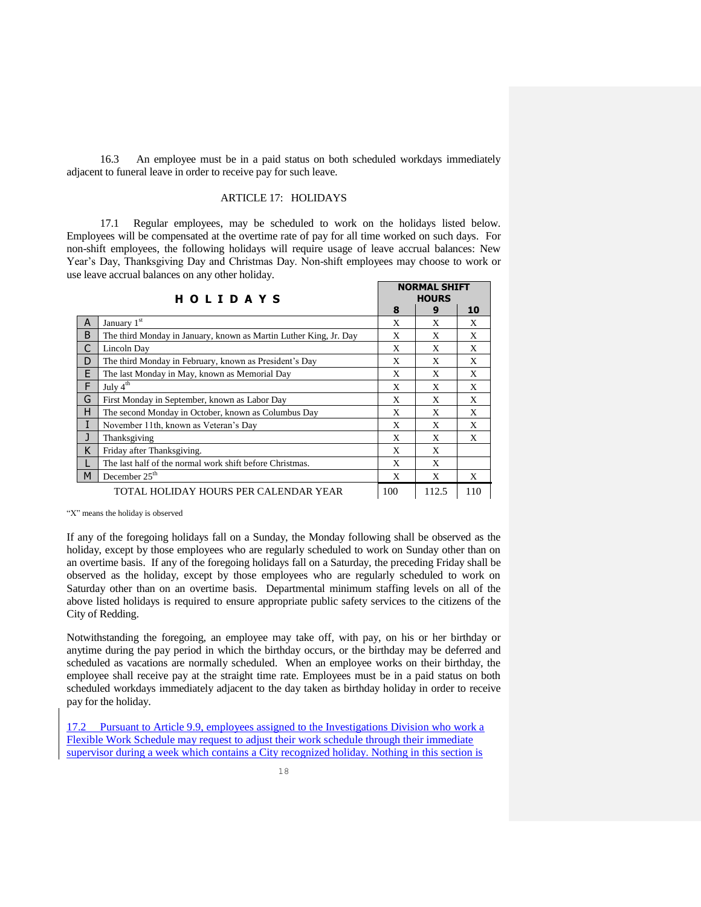16.3 An employee must be in a paid status on both scheduled workdays immediately adjacent to funeral leave in order to receive pay for such leave.

## ARTICLE 17: HOLIDAYS

17.1 Regular employees, may be scheduled to work on the holidays listed below. Employees will be compensated at the overtime rate of pay for all time worked on such days. For non-shift employees, the following holidays will require usage of leave accrual balances: New Year's Day, Thanksgiving Day and Christmas Day. Non-shift employees may choose to work or use leave accrual balances on any other holiday.

| | **H O L I D A Y S** | **NORMAL SHIFT HOURS** | | |
|---|---|---|---|---|
| | | **8** | **9** | **10** |
| A | January 1st | X | X | X |
| B | The third Monday in January, known as Martin Luther King, Jr. Day | X | X | X |
| C | Lincoln Day | X | X | X |
| D | The third Monday in February, known as President's Day | X | X | X |
| E | The last Monday in May, known as Memorial Day | X | X | X |
| F | July 4th | X | X | X |
| G | First Monday in September, known as Labor Day | X | X | X |
| H | The second Monday in October, known as Columbus Day | X | X | X |
| I | November 11th, known as Veteran's Day | X | X | X |
| J | Thanksgiving | X | X | X |
| K | Friday after Thanksgiving. | X | X | |
| L | The last half of the normal work shift before Christmas. | X | X | |
| M | December 25th | X | X | X |
| | TOTAL HOLIDAY HOURS PER CALENDAR YEAR | 100 | 112.5 | 110 |

"X" means the holiday is observed

If any of the foregoing holidays fall on a Sunday, the Monday following shall be observed as the holiday, except by those employees who are regularly scheduled to work on Sunday other than on an overtime basis. If any of the foregoing holidays fall on a Saturday, the preceding Friday shall be observed as the holiday, except by those employees who are regularly scheduled to work on Saturday other than on an overtime basis. Departmental minimum staffing levels on all of the above listed holidays is required to ensure appropriate public safety services to the citizens of the City of Redding.

Notwithstanding the foregoing, an employee may take off, with pay, on his or her birthday or anytime during the pay period in which the birthday occurs, or the birthday may be deferred and scheduled as vacations are normally scheduled. When an employee works on their birthday, the employee shall receive pay at the straight time rate. Employees must be in a paid status on both scheduled workdays immediately adjacent to the day taken as birthday holiday in order to receive pay for the holiday.

17.2 Pursuant to Article 9.9, employees assigned to the Investigations Division who work a Flexible Work Schedule may request to adjust their work schedule through their immediate supervisor during a week which contains a City recognized holiday. Nothing in this section is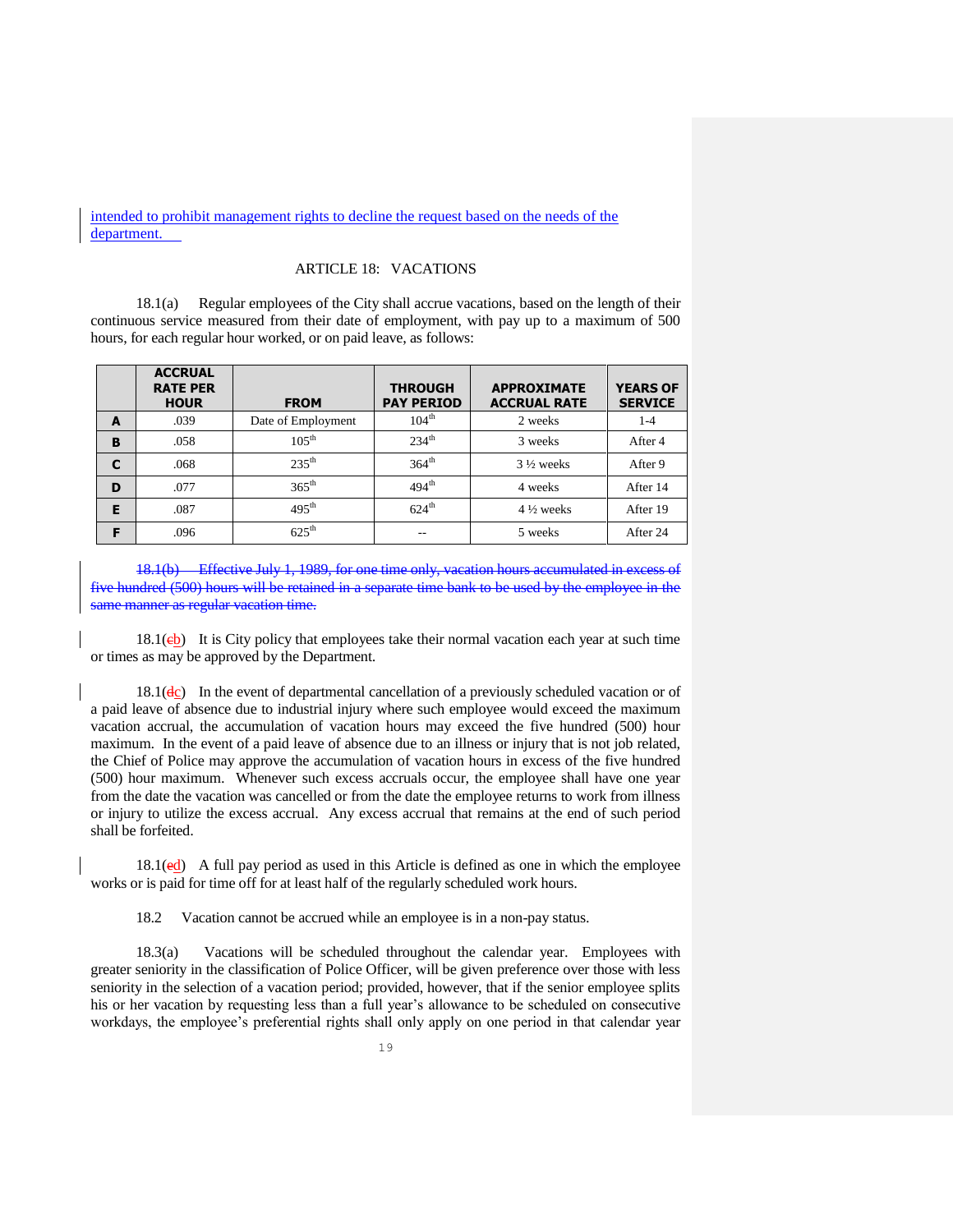intended to prohibit management rights to decline the request based on the needs of the department.

ARTICLE 18: VACATIONS

18.1(a) Regular employees of the City shall accrue vacations, based on the length of their continuous service measured from their date of employment, with pay up to a maximum of 500 hours, for each regular hour worked, or on paid leave, as follows:

| | ACCRUAL RATE PER HOUR | FROM | THROUGH PAY PERIOD | APPROXIMATE ACCRUAL RATE | YEARS OF SERVICE |
|---|---|---|---|---|---|
| **A** | .039 | Date of Employment | 104th | 2 weeks | 1-4 |
| **B** | .058 | 105th | 234th | 3 weeks | After 4 |
| **C** | .068 | 235th | 364th | 3 ½ weeks | After 9 |
| **D** | .077 | 365th | 494th | 4 weeks | After 14 |
| **E** | .087 | 495th | 624th | 4 ½ weeks | After 19 |
| **F** | .096 | 625th | -- | 5 weeks | After 24 |

~~18.1(b) Effective July 1, 1989, for one time only, vacation hours accumulated in excess of five hundred (500) hours will be retained in a separate time bank to be used by the employee in the same manner as regular vacation time.~~

18.1(~~c~~b) It is City policy that employees take their normal vacation each year at such time or times as may be approved by the Department.

18.1(~~d~~c) In the event of departmental cancellation of a previously scheduled vacation or of a paid leave of absence due to industrial injury where such employee would exceed the maximum vacation accrual, the accumulation of vacation hours may exceed the five hundred (500) hour maximum. In the event of a paid leave of absence due to an illness or injury that is not job related, the Chief of Police may approve the accumulation of vacation hours in excess of the five hundred (500) hour maximum. Whenever such excess accruals occur, the employee shall have one year from the date the vacation was cancelled or from the date the employee returns to work from illness or injury to utilize the excess accrual. Any excess accrual that remains at the end of such period shall be forfeited.

18.1(~~e~~d) A full pay period as used in this Article is defined as one in which the employee works or is paid for time off for at least half of the regularly scheduled work hours.

18.2 Vacation cannot be accrued while an employee is in a non-pay status.

18.3(a) Vacations will be scheduled throughout the calendar year. Employees with greater seniority in the classification of Police Officer, will be given preference over those with less seniority in the selection of a vacation period; provided, however, that if the senior employee splits his or her vacation by requesting less than a full year's allowance to be scheduled on consecutive workdays, the employee's preferential rights shall only apply on one period in that calendar year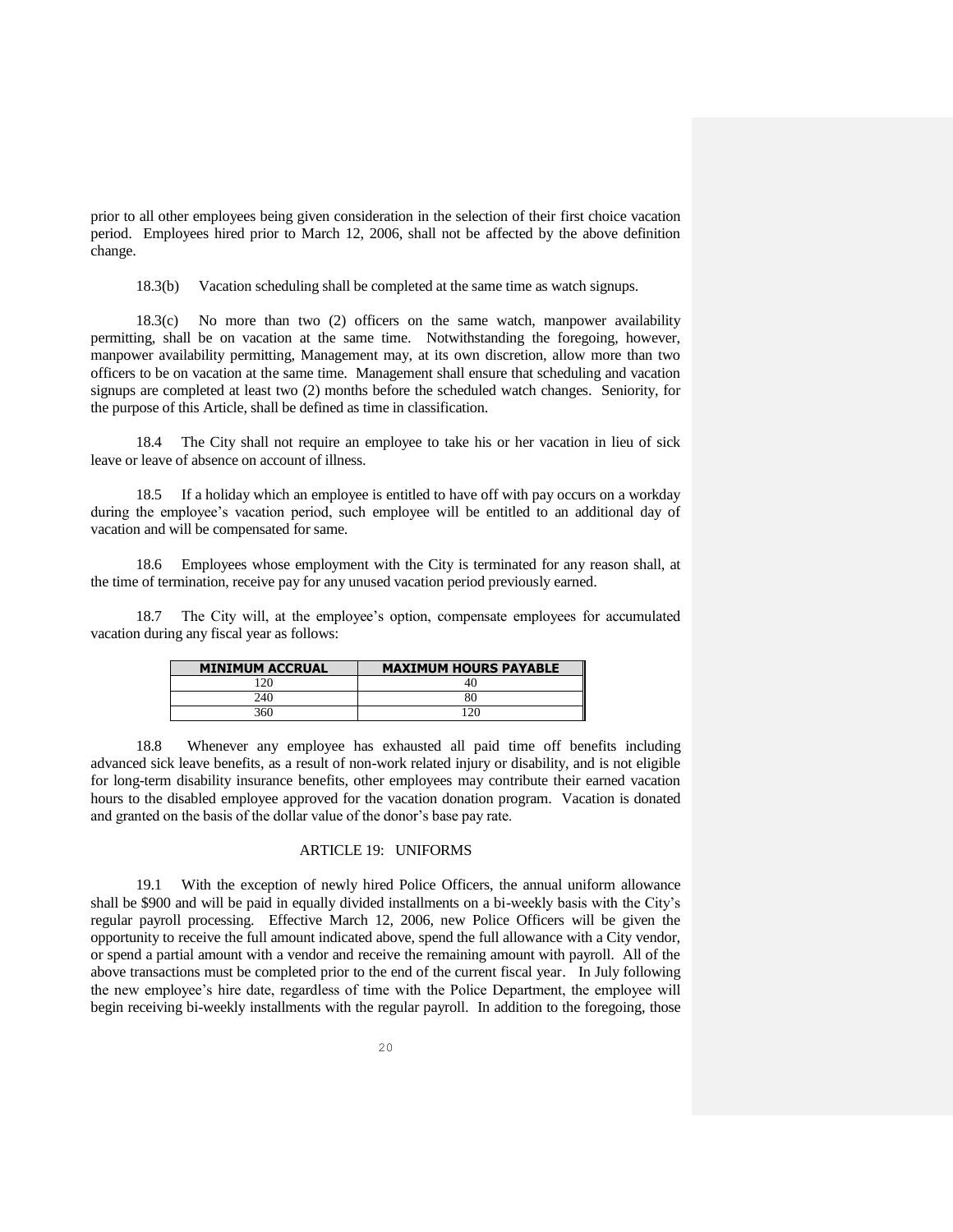prior to all other employees being given consideration in the selection of their first choice vacation period. Employees hired prior to March 12, 2006, shall not be affected by the above definition change.

18.3(b) Vacation scheduling shall be completed at the same time as watch signups.

18.3(c) No more than two (2) officers on the same watch, manpower availability permitting, shall be on vacation at the same time. Notwithstanding the foregoing, however, manpower availability permitting, Management may, at its own discretion, allow more than two officers to be on vacation at the same time. Management shall ensure that scheduling and vacation signups are completed at least two (2) months before the scheduled watch changes. Seniority, for the purpose of this Article, shall be defined as time in classification.

18.4 The City shall not require an employee to take his or her vacation in lieu of sick leave or leave of absence on account of illness.

18.5 If a holiday which an employee is entitled to have off with pay occurs on a workday during the employee's vacation period, such employee will be entitled to an additional day of vacation and will be compensated for same.

18.6 Employees whose employment with the City is terminated for any reason shall, at the time of termination, receive pay for any unused vacation period previously earned.

18.7 The City will, at the employee's option, compensate employees for accumulated vacation during any fiscal year as follows:

| MINIMUM ACCRUAL | MAXIMUM HOURS PAYABLE |
|---|---|
| 120 | 40 |
| 240 | 80 |
| 360 | 120 |

18.8 Whenever any employee has exhausted all paid time off benefits including advanced sick leave benefits, as a result of non-work related injury or disability, and is not eligible for long-term disability insurance benefits, other employees may contribute their earned vacation hours to the disabled employee approved for the vacation donation program. Vacation is donated and granted on the basis of the dollar value of the donor's base pay rate.

## ARTICLE 19: UNIFORMS

19.1 With the exception of newly hired Police Officers, the annual uniform allowance shall be $900 and will be paid in equally divided installments on a bi-weekly basis with the City's regular payroll processing. Effective March 12, 2006, new Police Officers will be given the opportunity to receive the full amount indicated above, spend the full allowance with a City vendor, or spend a partial amount with a vendor and receive the remaining amount with payroll. All of the above transactions must be completed prior to the end of the current fiscal year. In July following the new employee's hire date, regardless of time with the Police Department, the employee will begin receiving bi-weekly installments with the regular payroll. In addition to the foregoing, those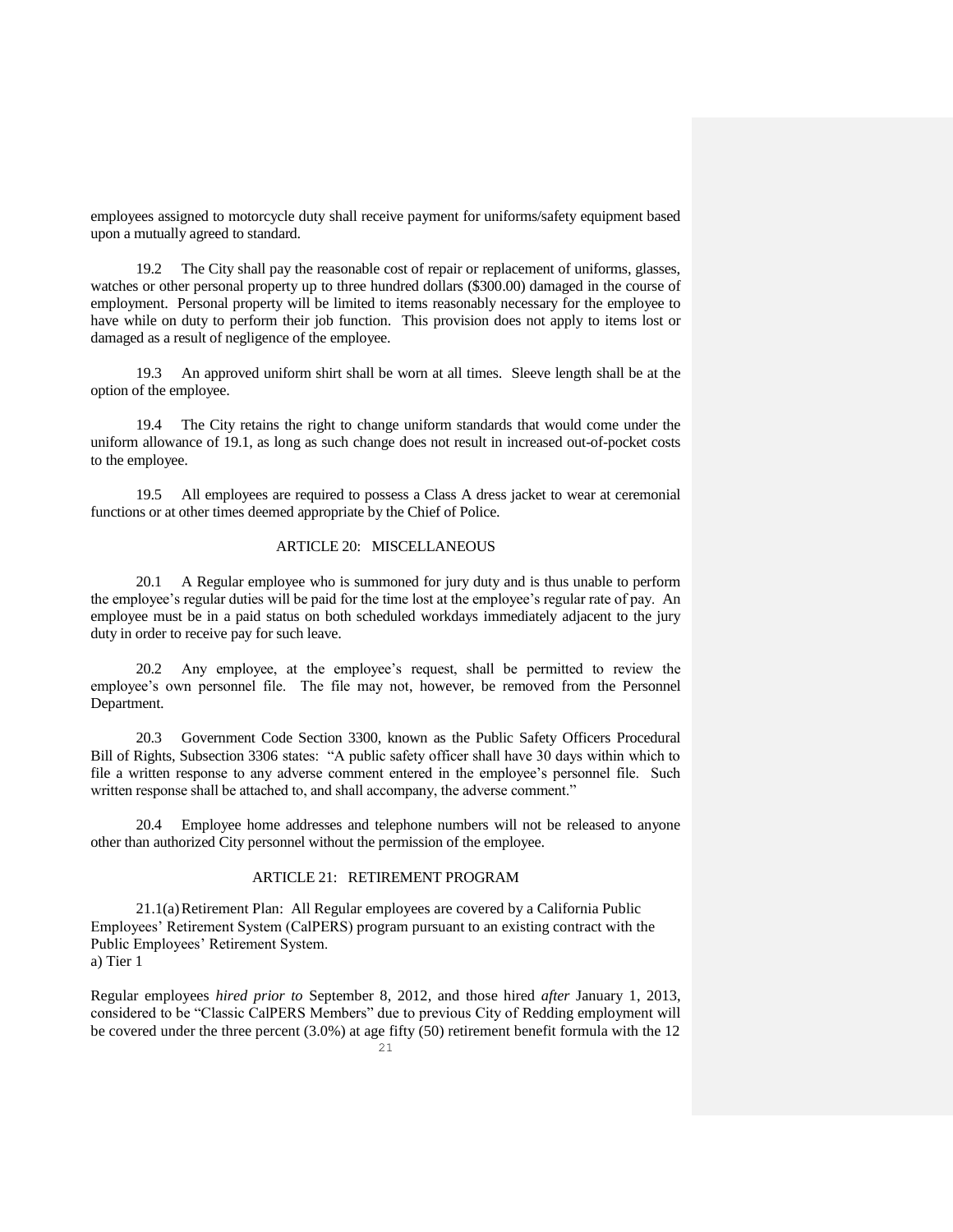employees assigned to motorcycle duty shall receive payment for uniforms/safety equipment based upon a mutually agreed to standard.

19.2 The City shall pay the reasonable cost of repair or replacement of uniforms, glasses, watches or other personal property up to three hundred dollars ($300.00) damaged in the course of employment. Personal property will be limited to items reasonably necessary for the employee to have while on duty to perform their job function. This provision does not apply to items lost or damaged as a result of negligence of the employee.

19.3 An approved uniform shirt shall be worn at all times. Sleeve length shall be at the option of the employee.

19.4 The City retains the right to change uniform standards that would come under the uniform allowance of 19.1, as long as such change does not result in increased out-of-pocket costs to the employee.

19.5 All employees are required to possess a Class A dress jacket to wear at ceremonial functions or at other times deemed appropriate by the Chief of Police.

## ARTICLE 20: MISCELLANEOUS

20.1 A Regular employee who is summoned for jury duty and is thus unable to perform the employee's regular duties will be paid for the time lost at the employee's regular rate of pay. An employee must be in a paid status on both scheduled workdays immediately adjacent to the jury duty in order to receive pay for such leave.

20.2 Any employee, at the employee's request, shall be permitted to review the employee's own personnel file. The file may not, however, be removed from the Personnel Department.

20.3 Government Code Section 3300, known as the Public Safety Officers Procedural Bill of Rights, Subsection 3306 states: "A public safety officer shall have 30 days within which to file a written response to any adverse comment entered in the employee's personnel file. Such written response shall be attached to, and shall accompany, the adverse comment."

20.4 Employee home addresses and telephone numbers will not be released to anyone other than authorized City personnel without the permission of the employee.

## ARTICLE 21: RETIREMENT PROGRAM

21.1(a) Retirement Plan: All Regular employees are covered by a California Public Employees' Retirement System (CalPERS) program pursuant to an existing contract with the Public Employees' Retirement System.

a) Tier 1

Regular employees *hired prior to* September 8, 2012, and those hired *after* January 1, 2013, considered to be "Classic CalPERS Members" due to previous City of Redding employment will be covered under the three percent (3.0%) at age fifty (50) retirement benefit formula with the 12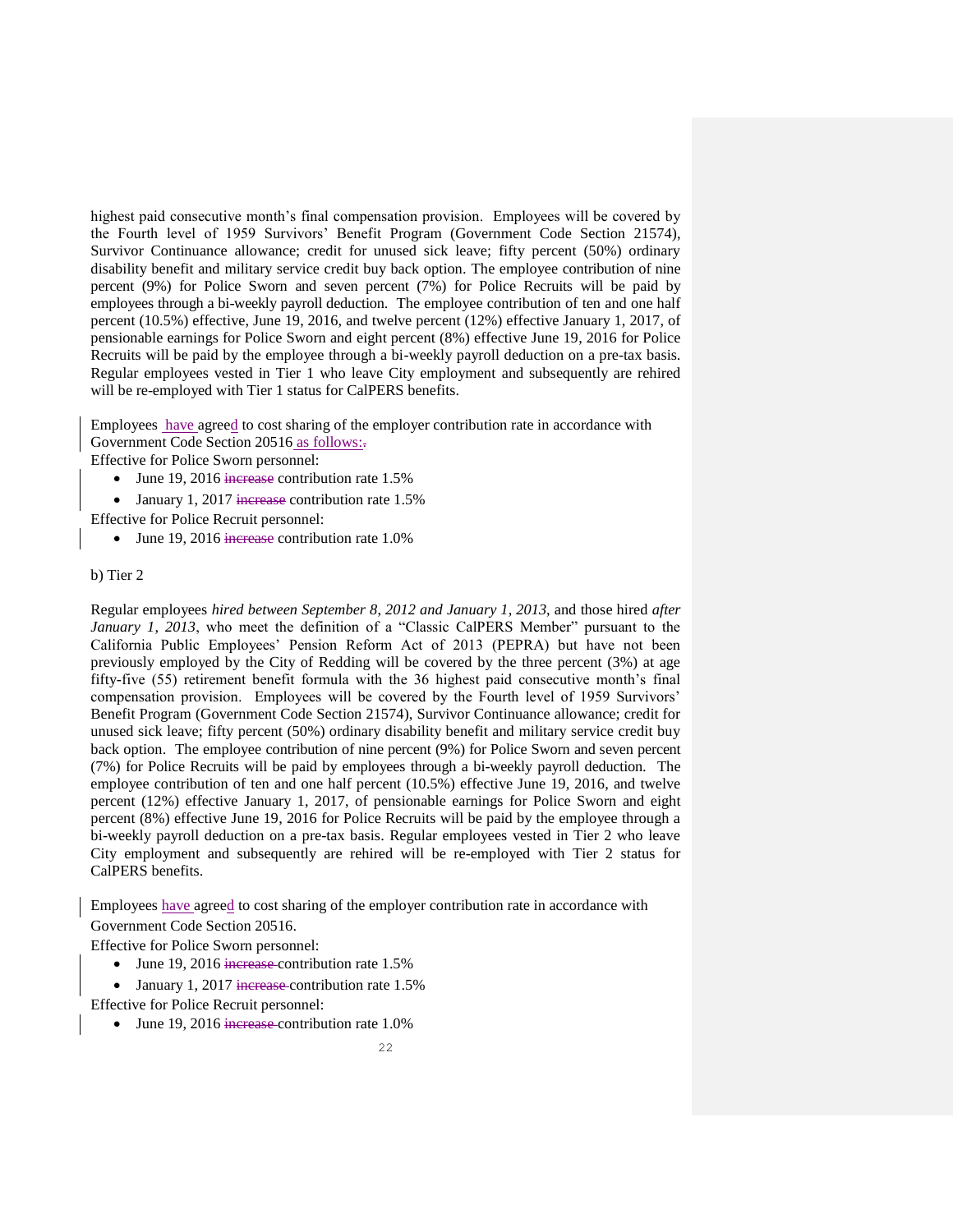highest paid consecutive month's final compensation provision. Employees will be covered by the Fourth level of 1959 Survivors' Benefit Program (Government Code Section 21574), Survivor Continuance allowance; credit for unused sick leave; fifty percent (50%) ordinary disability benefit and military service credit buy back option. The employee contribution of nine percent (9%) for Police Sworn and seven percent (7%) for Police Recruits will be paid by employees through a bi-weekly payroll deduction. The employee contribution of ten and one half percent (10.5%) effective, June 19, 2016, and twelve percent (12%) effective January 1, 2017, of pensionable earnings for Police Sworn and eight percent (8%) effective June 19, 2016 for Police Recruits will be paid by the employee through a bi-weekly payroll deduction on a pre-tax basis. Regular employees vested in Tier 1 who leave City employment and subsequently are rehired will be re-employed with Tier 1 status for CalPERS benefits.

Employees have agreed to cost sharing of the employer contribution rate in accordance with Government Code Section 20516 as follows:~~.~~

Effective for Police Sworn personnel:

- June 19, 2016 ~~increase~~ contribution rate 1.5%
- January 1, 2017 ~~increase~~ contribution rate 1.5%

Effective for Police Recruit personnel:

- June 19, 2016 ~~increase~~ contribution rate 1.0%

b) Tier 2

Regular employees *hired between September 8, 2012 and January 1, 2013*, and those hired *after January 1, 2013*, who meet the definition of a "Classic CalPERS Member" pursuant to the California Public Employees' Pension Reform Act of 2013 (PEPRA) but have not been previously employed by the City of Redding will be covered by the three percent (3%) at age fifty-five (55) retirement benefit formula with the 36 highest paid consecutive month's final compensation provision. Employees will be covered by the Fourth level of 1959 Survivors' Benefit Program (Government Code Section 21574), Survivor Continuance allowance; credit for unused sick leave; fifty percent (50%) ordinary disability benefit and military service credit buy back option. The employee contribution of nine percent (9%) for Police Sworn and seven percent (7%) for Police Recruits will be paid by employees through a bi-weekly payroll deduction. The employee contribution of ten and one half percent (10.5%) effective June 19, 2016, and twelve percent (12%) effective January 1, 2017, of pensionable earnings for Police Sworn and eight percent (8%) effective June 19, 2016 for Police Recruits will be paid by the employee through a bi-weekly payroll deduction on a pre-tax basis. Regular employees vested in Tier 2 who leave City employment and subsequently are rehired will be re-employed with Tier 2 status for CalPERS benefits.

Employees have agreed to cost sharing of the employer contribution rate in accordance with Government Code Section 20516.

Effective for Police Sworn personnel:

- June 19, 2016 ~~increase~~ contribution rate 1.5%
- January 1, 2017 ~~increase~~ contribution rate 1.5%

Effective for Police Recruit personnel:

- June 19, 2016 ~~increase~~ contribution rate 1.0%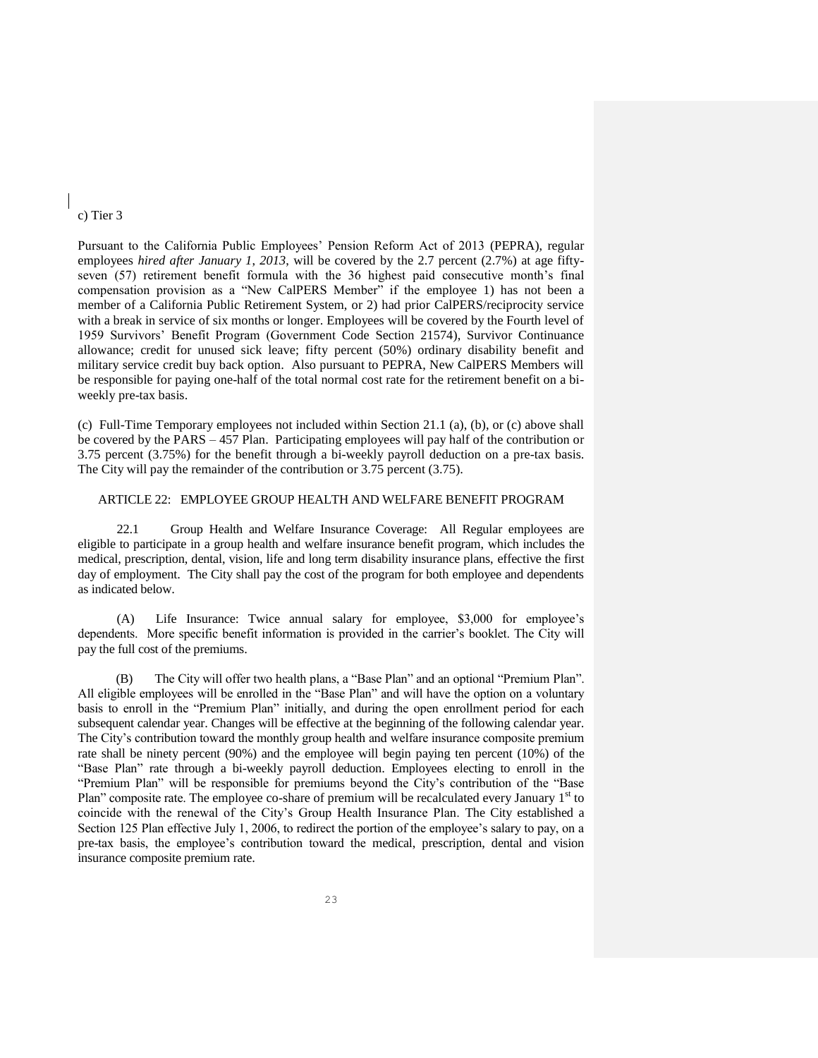c) Tier 3

Pursuant to the California Public Employees' Pension Reform Act of 2013 (PEPRA), regular employees *hired after January 1, 2013*, will be covered by the 2.7 percent (2.7%) at age fifty-seven (57) retirement benefit formula with the 36 highest paid consecutive month's final compensation provision as a "New CalPERS Member" if the employee 1) has not been a member of a California Public Retirement System, or 2) had prior CalPERS/reciprocity service with a break in service of six months or longer. Employees will be covered by the Fourth level of 1959 Survivors' Benefit Program (Government Code Section 21574), Survivor Continuance allowance; credit for unused sick leave; fifty percent (50%) ordinary disability benefit and military service credit buy back option. Also pursuant to PEPRA, New CalPERS Members will be responsible for paying one-half of the total normal cost rate for the retirement benefit on a bi-weekly pre-tax basis.

(c) Full-Time Temporary employees not included within Section 21.1 (a), (b), or (c) above shall be covered by the PARS – 457 Plan. Participating employees will pay half of the contribution or 3.75 percent (3.75%) for the benefit through a bi-weekly payroll deduction on a pre-tax basis. The City will pay the remainder of the contribution or 3.75 percent (3.75).

## ARTICLE 22: EMPLOYEE GROUP HEALTH AND WELFARE BENEFIT PROGRAM

22.1 Group Health and Welfare Insurance Coverage: All Regular employees are eligible to participate in a group health and welfare insurance benefit program, which includes the medical, prescription, dental, vision, life and long term disability insurance plans, effective the first day of employment. The City shall pay the cost of the program for both employee and dependents as indicated below.

(A) Life Insurance: Twice annual salary for employee, \$3,000 for employee's dependents. More specific benefit information is provided in the carrier's booklet. The City will pay the full cost of the premiums.

(B) The City will offer two health plans, a "Base Plan" and an optional "Premium Plan". All eligible employees will be enrolled in the "Base Plan" and will have the option on a voluntary basis to enroll in the "Premium Plan" initially, and during the open enrollment period for each subsequent calendar year. Changes will be effective at the beginning of the following calendar year. The City's contribution toward the monthly group health and welfare insurance composite premium rate shall be ninety percent (90%) and the employee will begin paying ten percent (10%) of the "Base Plan" rate through a bi-weekly payroll deduction. Employees electing to enroll in the "Premium Plan" will be responsible for premiums beyond the City's contribution of the "Base Plan" composite rate. The employee co-share of premium will be recalculated every January 1st to coincide with the renewal of the City's Group Health Insurance Plan. The City established a Section 125 Plan effective July 1, 2006, to redirect the portion of the employee's salary to pay, on a pre-tax basis, the employee's contribution toward the medical, prescription, dental and vision insurance composite premium rate.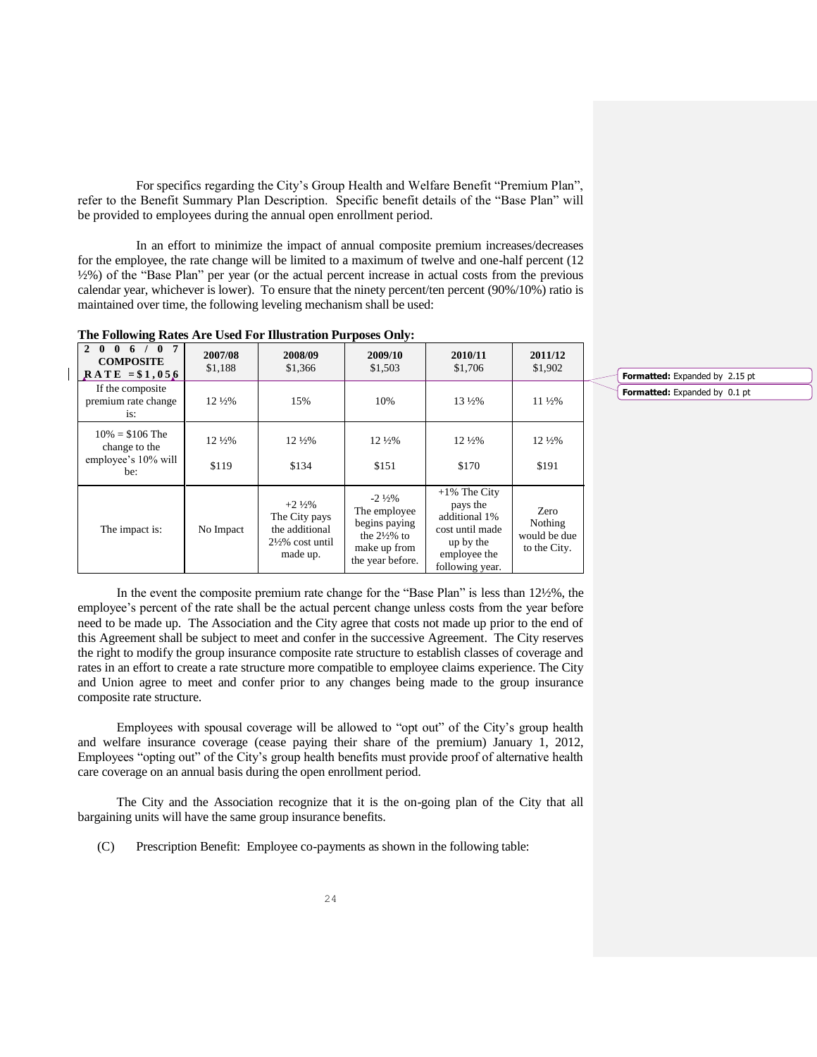For specifics regarding the City's Group Health and Welfare Benefit "Premium Plan", refer to the Benefit Summary Plan Description. Specific benefit details of the "Base Plan" will be provided to employees during the annual open enrollment period.

In an effort to minimize the impact of annual composite premium increases/decreases for the employee, the rate change will be limited to a maximum of twelve and one-half percent (12 ½%) of the "Base Plan" per year (or the actual percent increase in actual costs from the previous calendar year, whichever is lower). To ensure that the ninety percent/ten percent (90%/10%) ratio is maintained over time, the following leveling mechanism shall be used:

**The Following Rates Are Used For Illustration Purposes Only:**

| **2006/07 COMPOSITE RATE = $1,056** | **2007/08** $1,188 | **2008/09** $1,366 | **2009/10** $1,503 | **2010/11** $1,706 | **2011/12** $1,902 |
|---|---|---|---|---|---|
| If the composite premium rate change is: | 12 ½% | 15% | 10% | 13 ½% | 11 ½% |
| 10% = $106 The change to the employee's 10% will be: | 12 ½% $119 | 12 ½% $134 | 12 ½% $151 | 12 ½% $170 | 12 ½% $191 |
| The impact is: | No Impact | +2 ½% The City pays the additional 2½% cost until made up. | -2 ½% The employee begins paying the 2½% to make up from the year before. | +1% The City pays the additional 1% cost until made up by the employee the following year. | Zero Nothing would be due to the City. |

In the event the composite premium rate change for the "Base Plan" is less than 12½%, the employee's percent of the rate shall be the actual percent change unless costs from the year before need to be made up. The Association and the City agree that costs not made up prior to the end of this Agreement shall be subject to meet and confer in the successive Agreement. The City reserves the right to modify the group insurance composite rate structure to establish classes of coverage and rates in an effort to create a rate structure more compatible to employee claims experience. The City and Union agree to meet and confer prior to any changes being made to the group insurance composite rate structure.

Employees with spousal coverage will be allowed to "opt out" of the City's group health and welfare insurance coverage (cease paying their share of the premium) January 1, 2012, Employees "opting out" of the City's group health benefits must provide proof of alternative health care coverage on an annual basis during the open enrollment period.

The City and the Association recognize that it is the on-going plan of the City that all bargaining units will have the same group insurance benefits.

(C) Prescription Benefit: Employee co-payments as shown in the following table: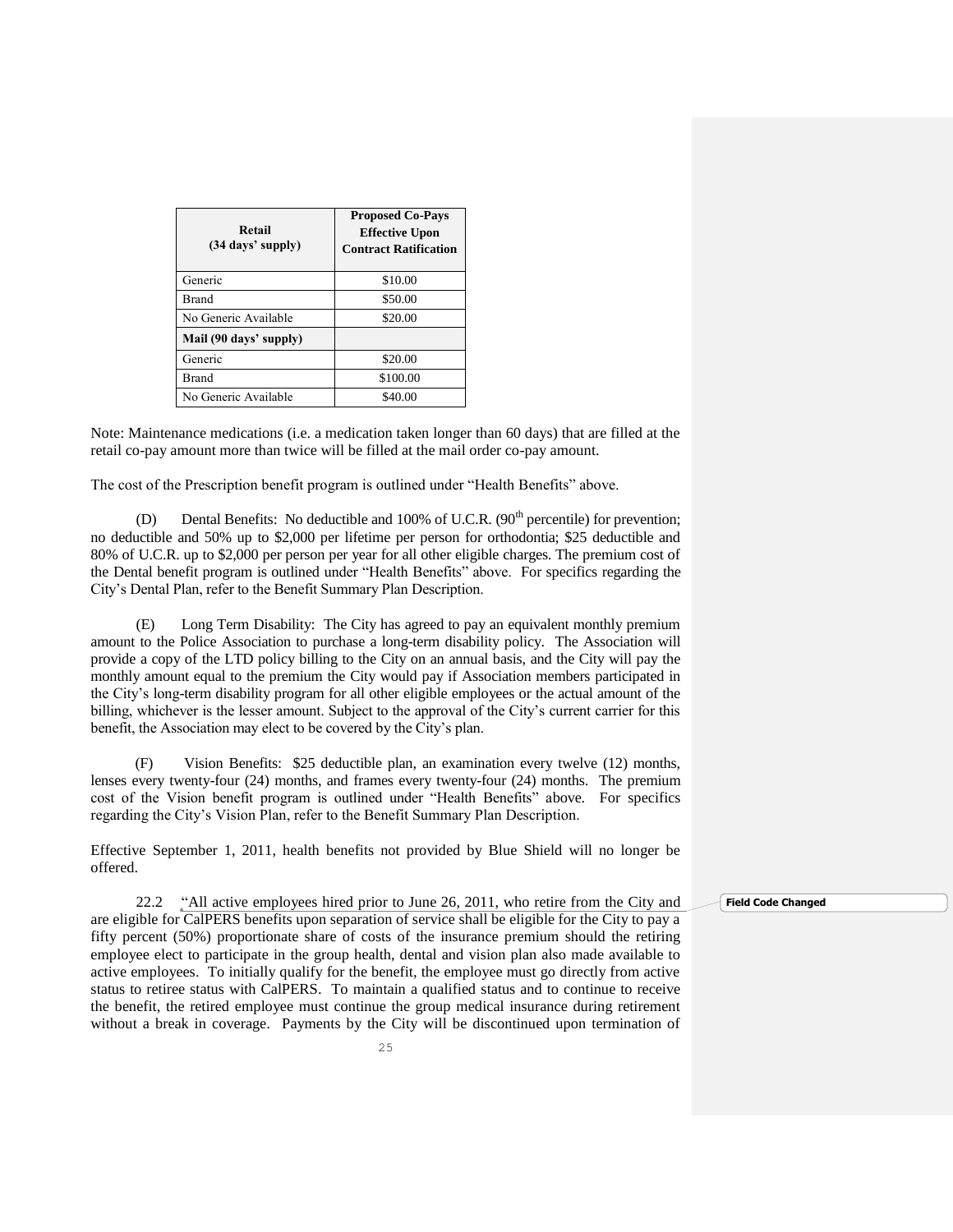| Retail (34 days' supply) | Proposed Co-Pays Effective Upon Contract Ratification |
|---|---|
| Generic | $10.00 |
| Brand | $50.00 |
| No Generic Available | $20.00 |
| **Mail (90 days' supply)** | |
| Generic | $20.00 |
| Brand | $100.00 |
| No Generic Available | $40.00 |

Note: Maintenance medications (i.e. a medication taken longer than 60 days) that are filled at the retail co-pay amount more than twice will be filled at the mail order co-pay amount.

The cost of the Prescription benefit program is outlined under "Health Benefits" above.

(D) Dental Benefits: No deductible and 100% of U.C.R. (90th percentile) for prevention; no deductible and 50% up to $2,000 per lifetime per person for orthodontia; $25 deductible and 80% of U.C.R. up to $2,000 per person per year for all other eligible charges. The premium cost of the Dental benefit program is outlined under "Health Benefits" above. For specifics regarding the City's Dental Plan, refer to the Benefit Summary Plan Description.

(E) Long Term Disability: The City has agreed to pay an equivalent monthly premium amount to the Police Association to purchase a long-term disability policy. The Association will provide a copy of the LTD policy billing to the City on an annual basis, and the City will pay the monthly amount equal to the premium the City would pay if Association members participated in the City's long-term disability program for all other eligible employees or the actual amount of the billing, whichever is the lesser amount. Subject to the approval of the City's current carrier for this benefit, the Association may elect to be covered by the City's plan.

(F) Vision Benefits: $25 deductible plan, an examination every twelve (12) months, lenses every twenty-four (24) months, and frames every twenty-four (24) months. The premium cost of the Vision benefit program is outlined under "Health Benefits" above. For specifics regarding the City's Vision Plan, refer to the Benefit Summary Plan Description.

Effective September 1, 2011, health benefits not provided by Blue Shield will no longer be offered.

22.2 "All active employees hired prior to June 26, 2011, who retire from the City and are eligible for CalPERS benefits upon separation of service shall be eligible for the City to pay a fifty percent (50%) proportionate share of costs of the insurance premium should the retiring employee elect to participate in the group health, dental and vision plan also made available to active employees. To initially qualify for the benefit, the employee must go directly from active status to retiree status with CalPERS. To maintain a qualified status and to continue to receive the benefit, the retired employee must continue the group medical insurance during retirement without a break in coverage. Payments by the City will be discontinued upon termination of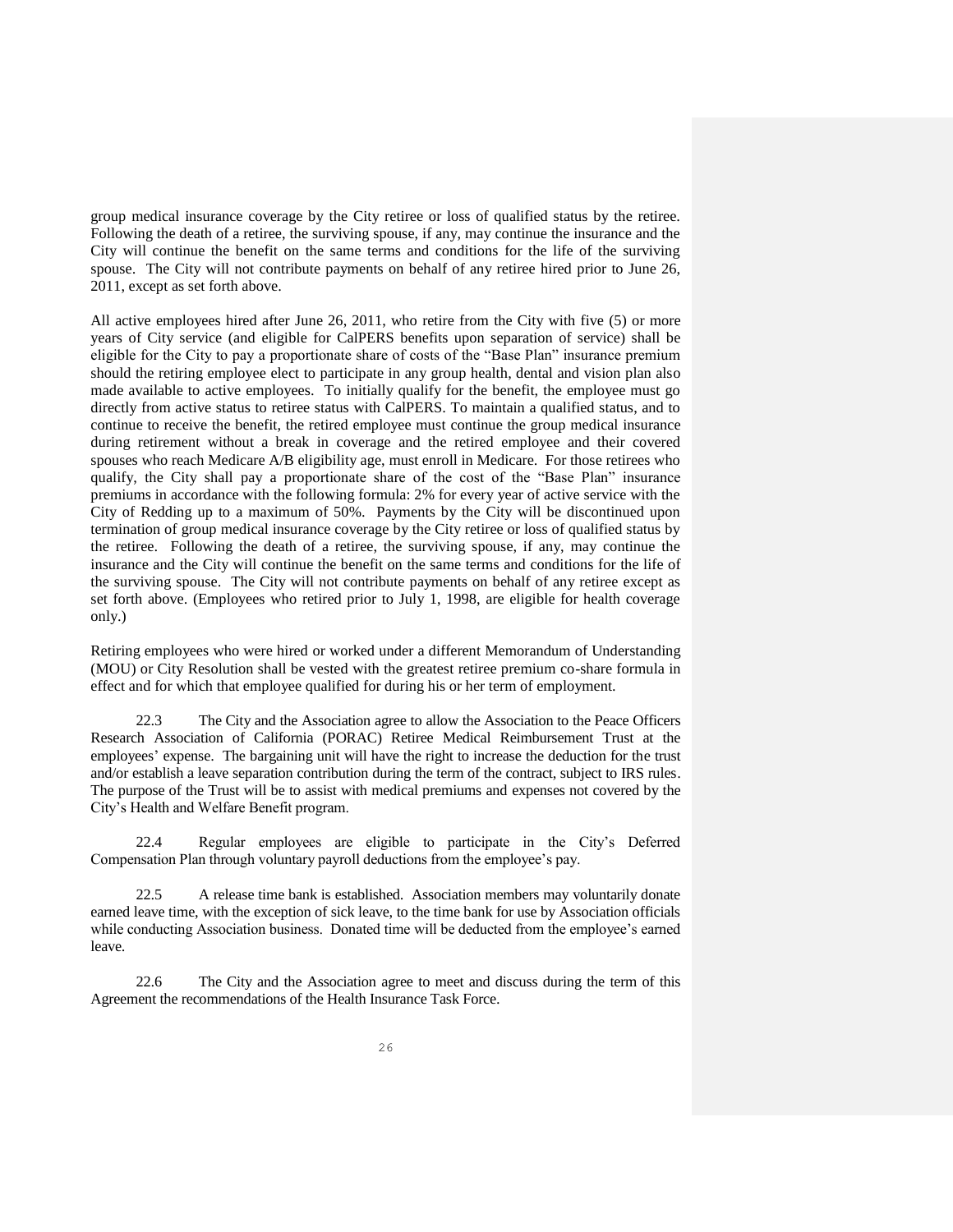group medical insurance coverage by the City retiree or loss of qualified status by the retiree. Following the death of a retiree, the surviving spouse, if any, may continue the insurance and the City will continue the benefit on the same terms and conditions for the life of the surviving spouse. The City will not contribute payments on behalf of any retiree hired prior to June 26, 2011, except as set forth above.

All active employees hired after June 26, 2011, who retire from the City with five (5) or more years of City service (and eligible for CalPERS benefits upon separation of service) shall be eligible for the City to pay a proportionate share of costs of the "Base Plan" insurance premium should the retiring employee elect to participate in any group health, dental and vision plan also made available to active employees. To initially qualify for the benefit, the employee must go directly from active status to retiree status with CalPERS. To maintain a qualified status, and to continue to receive the benefit, the retired employee must continue the group medical insurance during retirement without a break in coverage and the retired employee and their covered spouses who reach Medicare A/B eligibility age, must enroll in Medicare. For those retirees who qualify, the City shall pay a proportionate share of the cost of the "Base Plan" insurance premiums in accordance with the following formula: 2% for every year of active service with the City of Redding up to a maximum of 50%. Payments by the City will be discontinued upon termination of group medical insurance coverage by the City retiree or loss of qualified status by the retiree. Following the death of a retiree, the surviving spouse, if any, may continue the insurance and the City will continue the benefit on the same terms and conditions for the life of the surviving spouse. The City will not contribute payments on behalf of any retiree except as set forth above. (Employees who retired prior to July 1, 1998, are eligible for health coverage only.)

Retiring employees who were hired or worked under a different Memorandum of Understanding (MOU) or City Resolution shall be vested with the greatest retiree premium co-share formula in effect and for which that employee qualified for during his or her term of employment.

22.3 The City and the Association agree to allow the Association to the Peace Officers Research Association of California (PORAC) Retiree Medical Reimbursement Trust at the employees' expense. The bargaining unit will have the right to increase the deduction for the trust and/or establish a leave separation contribution during the term of the contract, subject to IRS rules. The purpose of the Trust will be to assist with medical premiums and expenses not covered by the City's Health and Welfare Benefit program.

22.4 Regular employees are eligible to participate in the City's Deferred Compensation Plan through voluntary payroll deductions from the employee's pay.

22.5 A release time bank is established. Association members may voluntarily donate earned leave time, with the exception of sick leave, to the time bank for use by Association officials while conducting Association business. Donated time will be deducted from the employee's earned leave.

22.6 The City and the Association agree to meet and discuss during the term of this Agreement the recommendations of the Health Insurance Task Force.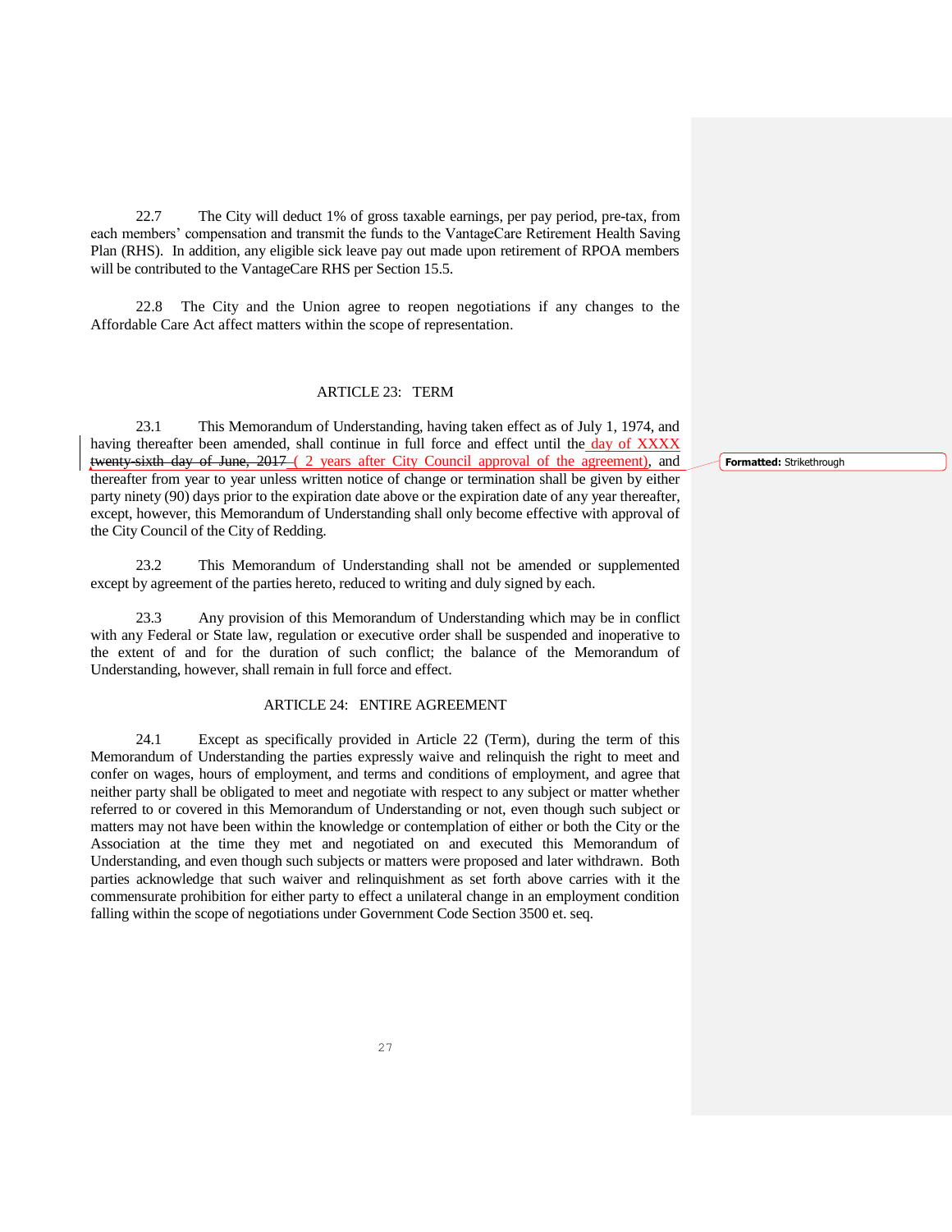22.7 The City will deduct 1% of gross taxable earnings, per pay period, pre-tax, from each members' compensation and transmit the funds to the VantageCare Retirement Health Saving Plan (RHS). In addition, any eligible sick leave pay out made upon retirement of RPOA members will be contributed to the VantageCare RHS per Section 15.5.

22.8 The City and the Union agree to reopen negotiations if any changes to the Affordable Care Act affect matters within the scope of representation.

## ARTICLE 23: TERM

23.1 This Memorandum of Understanding, having taken effect as of July 1, 1974, and having thereafter been amended, shall continue in full force and effect until the day of XXXX ~~twenty-sixth day of June, 2017~~ ( 2 years after City Council approval of the agreement), and thereafter from year to year unless written notice of change or termination shall be given by either party ninety (90) days prior to the expiration date above or the expiration date of any year thereafter, except, however, this Memorandum of Understanding shall only become effective with approval of the City Council of the City of Redding.

23.2 This Memorandum of Understanding shall not be amended or supplemented except by agreement of the parties hereto, reduced to writing and duly signed by each.

23.3 Any provision of this Memorandum of Understanding which may be in conflict with any Federal or State law, regulation or executive order shall be suspended and inoperative to the extent of and for the duration of such conflict; the balance of the Memorandum of Understanding, however, shall remain in full force and effect.

## ARTICLE 24: ENTIRE AGREEMENT

24.1 Except as specifically provided in Article 22 (Term), during the term of this Memorandum of Understanding the parties expressly waive and relinquish the right to meet and confer on wages, hours of employment, and terms and conditions of employment, and agree that neither party shall be obligated to meet and negotiate with respect to any subject or matter whether referred to or covered in this Memorandum of Understanding or not, even though such subject or matters may not have been within the knowledge or contemplation of either or both the City or the Association at the time they met and negotiated on and executed this Memorandum of Understanding, and even though such subjects or matters were proposed and later withdrawn. Both parties acknowledge that such waiver and relinquishment as set forth above carries with it the commensurate prohibition for either party to effect a unilateral change in an employment condition falling within the scope of negotiations under Government Code Section 3500 et. seq.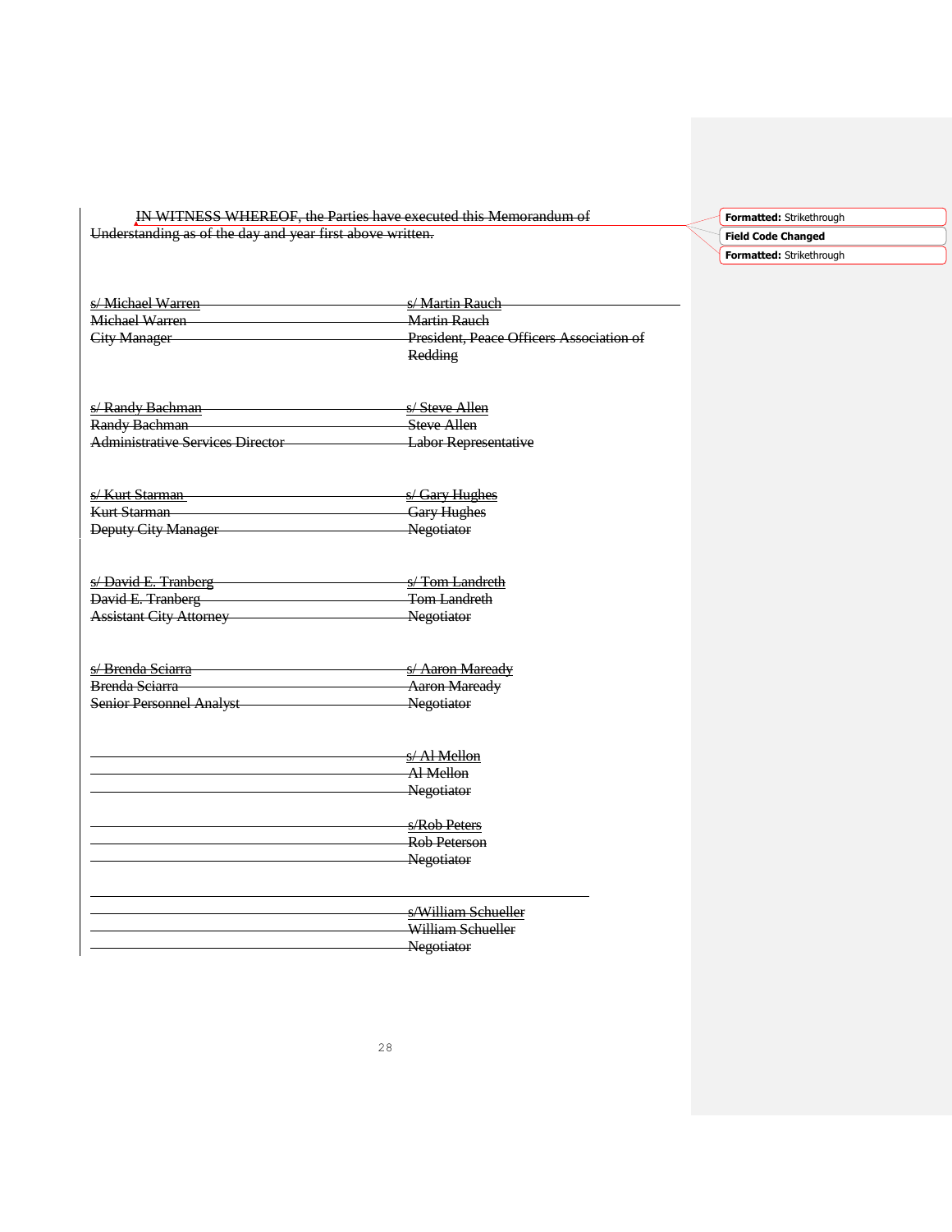~~IN WITNESS WHEREOF, the Parties have executed this Memorandum of Understanding as of the day and year first above written.~~

| | |
|---|---|
| ~~s/ Michael Warren~~<br>~~Michael Warren~~<br>~~City Manager~~ | ~~s/ Martin Rauch~~<br>~~Martin Rauch~~<br>~~President, Peace Officers Association of Redding~~ |
| ~~s/ Randy Bachman~~<br>~~Randy Bachman~~<br>~~Administrative Services Director~~ | ~~s/ Steve Allen~~<br>~~Steve Allen~~<br>~~Labor Representative~~ |
| ~~s/ Kurt Starman~~<br>~~Kurt Starman~~<br>~~Deputy City Manager~~ | ~~s/ Gary Hughes~~<br>~~Gary Hughes~~<br>~~Negotiator~~ |
| ~~s/ David E. Tranberg~~<br>~~David E. Tranberg~~<br>~~Assistant City Attorney~~ | ~~s/ Tom Landreth~~<br>~~Tom Landreth~~<br>~~Negotiator~~ |
| ~~s/ Brenda Sciarra~~<br>~~Brenda Sciarra~~<br>~~Senior Personnel Analyst~~ | ~~s/ Aaron Maready~~<br>~~Aaron Maready~~<br>~~Negotiator~~ |
| | ~~s/ Al Mellon~~<br>~~Al Mellon~~<br>~~Negotiator~~ |
| | ~~s/Rob Peters~~<br>~~Rob Peterson~~<br>~~Negotiator~~ |
| | ~~s/William Schueller~~<br>~~William Schueller~~<br>~~Negotiator~~ |

**Formatted:** Strikethrough

**Field Code Changed**

**Formatted:** Strikethrough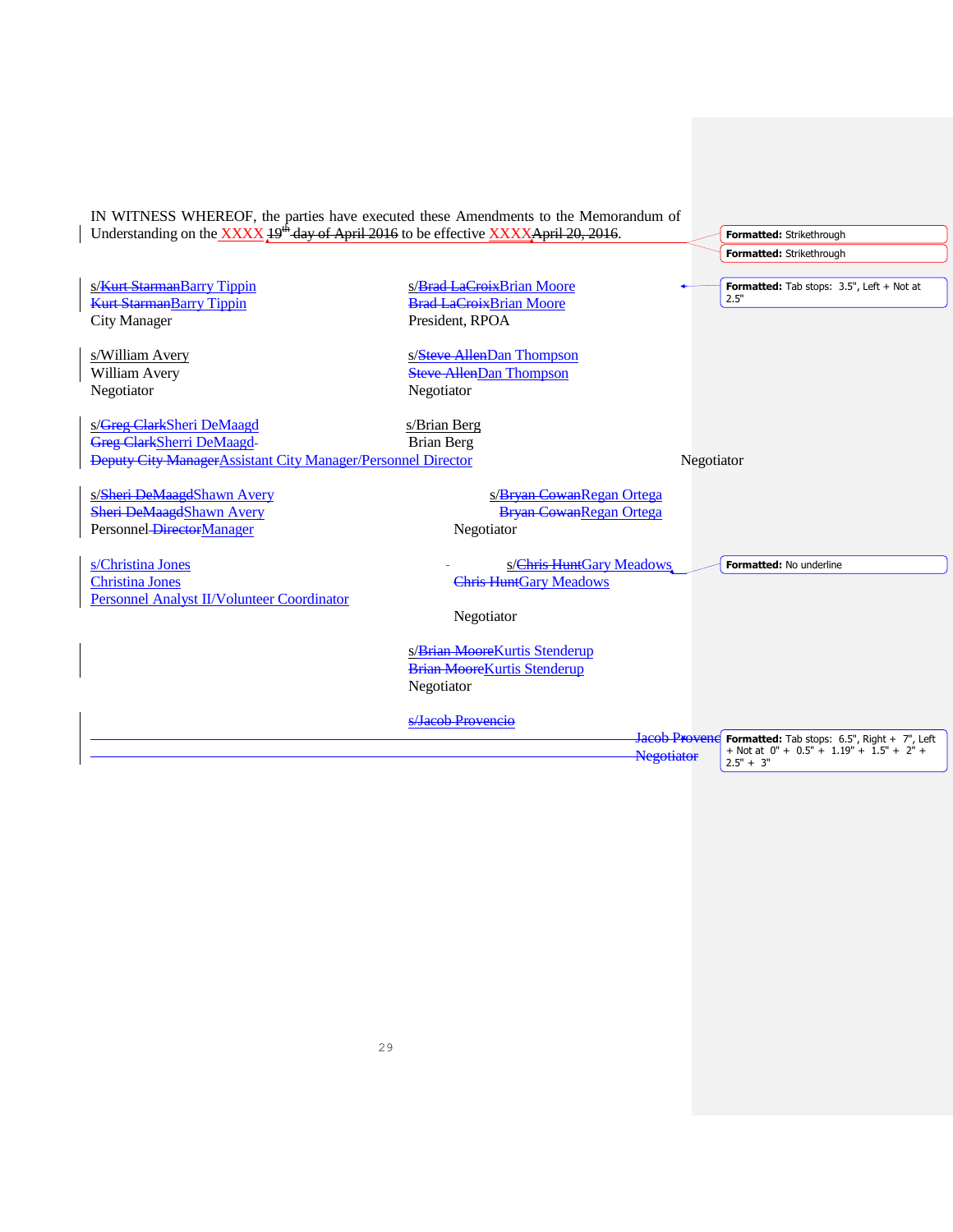IN WITNESS WHEREOF, the parties have executed these Amendments to the Memorandum of Understanding on the XXXX 19th day of April 2016 to be effective XXXXApril 20, 2016.

s/Kurt StarmanBarry Tippin
Kurt StarmanBarry Tippin
City Manager

s/Brad LaCroixBrian Moore
Brad LaCroixBrian Moore
President, RPOA

s/William Avery
William Avery
Negotiator

s/Steve AllenDan Thompson
Steve AllenDan Thompson
Negotiator

s/Greg ClarkSheri DeMaagd
Greg ClarkSherri DeMaagd
Deputy City ManagerAssistant City Manager/Personnel Director

s/Brian Berg
Brian Berg
Negotiator

s/Sheri DeMaagdShawn Avery
Sheri DeMaagdShawn Avery
Personnel DirectorManager

s/Bryan CowanRegan Ortega
Bryan CowanRegan Ortega
Negotiator

s/Christina Jones
Christina Jones
Personnel Analyst II/Volunteer Coordinator

s/Chris HuntGary Meadows
Chris HuntGary Meadows
Negotiator

s/Brian MooreKurtis Stenderup
Brian MooreKurtis Stenderup
Negotiator

s/Jacob Provencio
Jacob Provencio
Negotiator